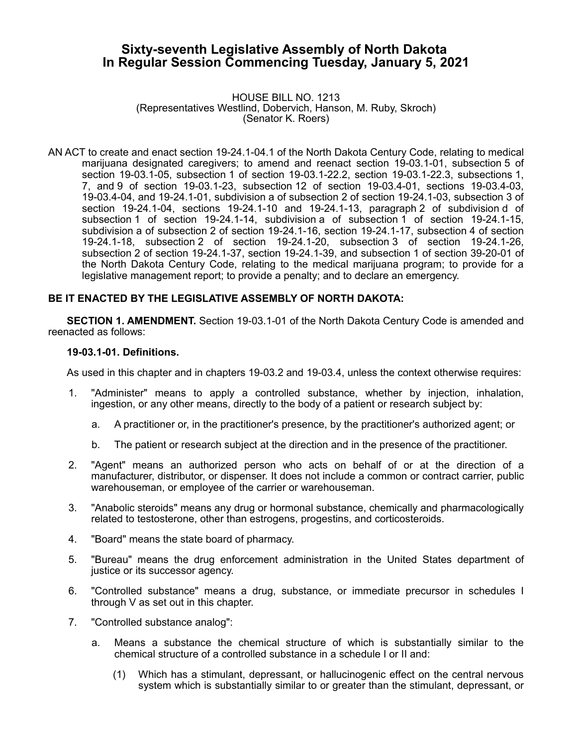# Sixty-seventh Legislative Assembly of North Dakota
# In Regular Session Commencing Tuesday, January 5, 2021

HOUSE BILL NO. 1213
(Representatives Westlind, Dobervich, Hanson, M. Ruby, Skroch)
(Senator K. Roers)

AN ACT to create and enact section 19-24.1-04.1 of the North Dakota Century Code, relating to medical marijuana designated caregivers; to amend and reenact section 19-03.1-01, subsection 5 of section 19-03.1-05, subsection 1 of section 19-03.1-22.2, section 19-03.1-22.3, subsections 1, 7, and 9 of section 19-03.1-23, subsection 12 of section 19-03.4-01, sections 19-03.4-03, 19-03.4-04, and 19-24.1-01, subdivision a of subsection 2 of section 19-24.1-03, subsection 3 of section 19-24.1-04, sections 19-24.1-10 and 19-24.1-13, paragraph 2 of subdivision d of subsection 1 of section 19-24.1-14, subdivision a of subsection 1 of section 19-24.1-15, subdivision a of subsection 2 of section 19-24.1-16, section 19-24.1-17, subsection 4 of section 19-24.1-18, subsection 2 of section 19-24.1-20, subsection 3 of section 19-24.1-26, subsection 2 of section 19-24.1-37, section 19-24.1-39, and subsection 1 of section 39-20-01 of the North Dakota Century Code, relating to the medical marijuana program; to provide for a legislative management report; to provide a penalty; and to declare an emergency.

**BE IT ENACTED BY THE LEGISLATIVE ASSEMBLY OF NORTH DAKOTA:**

**SECTION 1. AMENDMENT.** Section 19-03.1-01 of the North Dakota Century Code is amended and reenacted as follows:

**19-03.1-01. Definitions.**

As used in this chapter and in chapters 19-03.2 and 19-03.4, unless the context otherwise requires:

1. "Administer" means to apply a controlled substance, whether by injection, inhalation, ingestion, or any other means, directly to the body of a patient or research subject by:
   a. A practitioner or, in the practitioner's presence, by the practitioner's authorized agent; or
   b. The patient or research subject at the direction and in the presence of the practitioner.
2. "Agent" means an authorized person who acts on behalf of or at the direction of a manufacturer, distributor, or dispenser. It does not include a common or contract carrier, public warehouseman, or employee of the carrier or warehouseman.
3. "Anabolic steroids" means any drug or hormonal substance, chemically and pharmacologically related to testosterone, other than estrogens, progestins, and corticosteroids.
4. "Board" means the state board of pharmacy.
5. "Bureau" means the drug enforcement administration in the United States department of justice or its successor agency.
6. "Controlled substance" means a drug, substance, or immediate precursor in schedules I through V as set out in this chapter.
7. "Controlled substance analog":
   a. Means a substance the chemical structure of which is substantially similar to the chemical structure of a controlled substance in a schedule I or II and:
      (1) Which has a stimulant, depressant, or hallucinogenic effect on the central nervous system which is substantially similar to or greater than the stimulant, depressant, or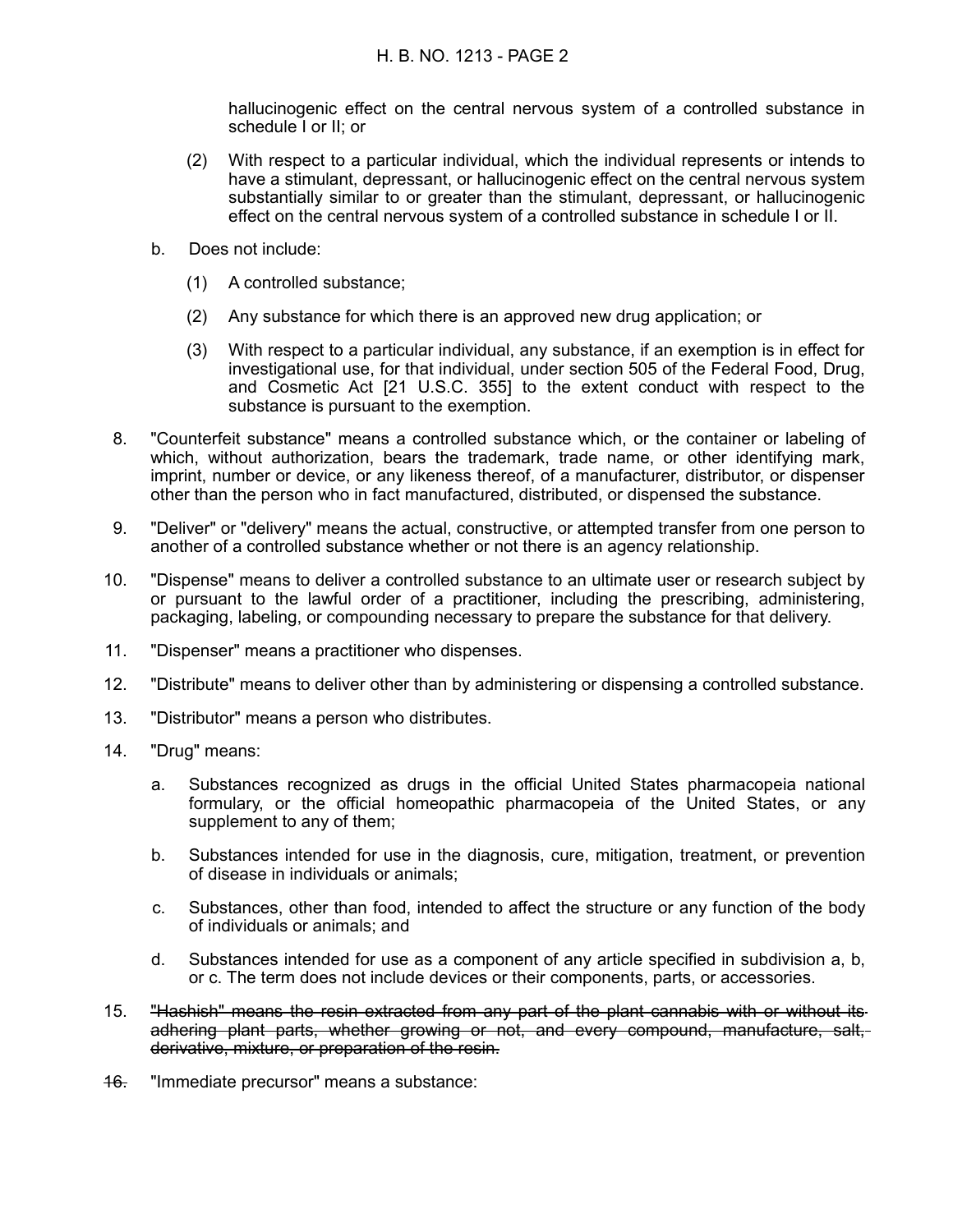hallucinogenic effect on the central nervous system of a controlled substance in schedule I or II; or

(2) With respect to a particular individual, which the individual represents or intends to have a stimulant, depressant, or hallucinogenic effect on the central nervous system substantially similar to or greater than the stimulant, depressant, or hallucinogenic effect on the central nervous system of a controlled substance in schedule I or II.

b. Does not include:

(1) A controlled substance;

(2) Any substance for which there is an approved new drug application; or

(3) With respect to a particular individual, any substance, if an exemption is in effect for investigational use, for that individual, under section 505 of the Federal Food, Drug, and Cosmetic Act [21 U.S.C. 355] to the extent conduct with respect to the substance is pursuant to the exemption.

8. "Counterfeit substance" means a controlled substance which, or the container or labeling of which, without authorization, bears the trademark, trade name, or other identifying mark, imprint, number or device, or any likeness thereof, of a manufacturer, distributor, or dispenser other than the person who in fact manufactured, distributed, or dispensed the substance.

9. "Deliver" or "delivery" means the actual, constructive, or attempted transfer from one person to another of a controlled substance whether or not there is an agency relationship.

10. "Dispense" means to deliver a controlled substance to an ultimate user or research subject by or pursuant to the lawful order of a practitioner, including the prescribing, administering, packaging, labeling, or compounding necessary to prepare the substance for that delivery.

11. "Dispenser" means a practitioner who dispenses.

12. "Distribute" means to deliver other than by administering or dispensing a controlled substance.

13. "Distributor" means a person who distributes.

14. "Drug" means:

a. Substances recognized as drugs in the official United States pharmacopeia national formulary, or the official homeopathic pharmacopeia of the United States, or any supplement to any of them;

b. Substances intended for use in the diagnosis, cure, mitigation, treatment, or prevention of disease in individuals or animals;

c. Substances, other than food, intended to affect the structure or any function of the body of individuals or animals; and

d. Substances intended for use as a component of any article specified in subdivision a, b, or c. The term does not include devices or their components, parts, or accessories.

15. ~~"Hashish" means the resin extracted from any part of the plant cannabis with or without its adhering plant parts, whether growing or not, and every compound, manufacture, salt, derivative, mixture, or preparation of the resin.~~

~~16.~~ "Immediate precursor" means a substance: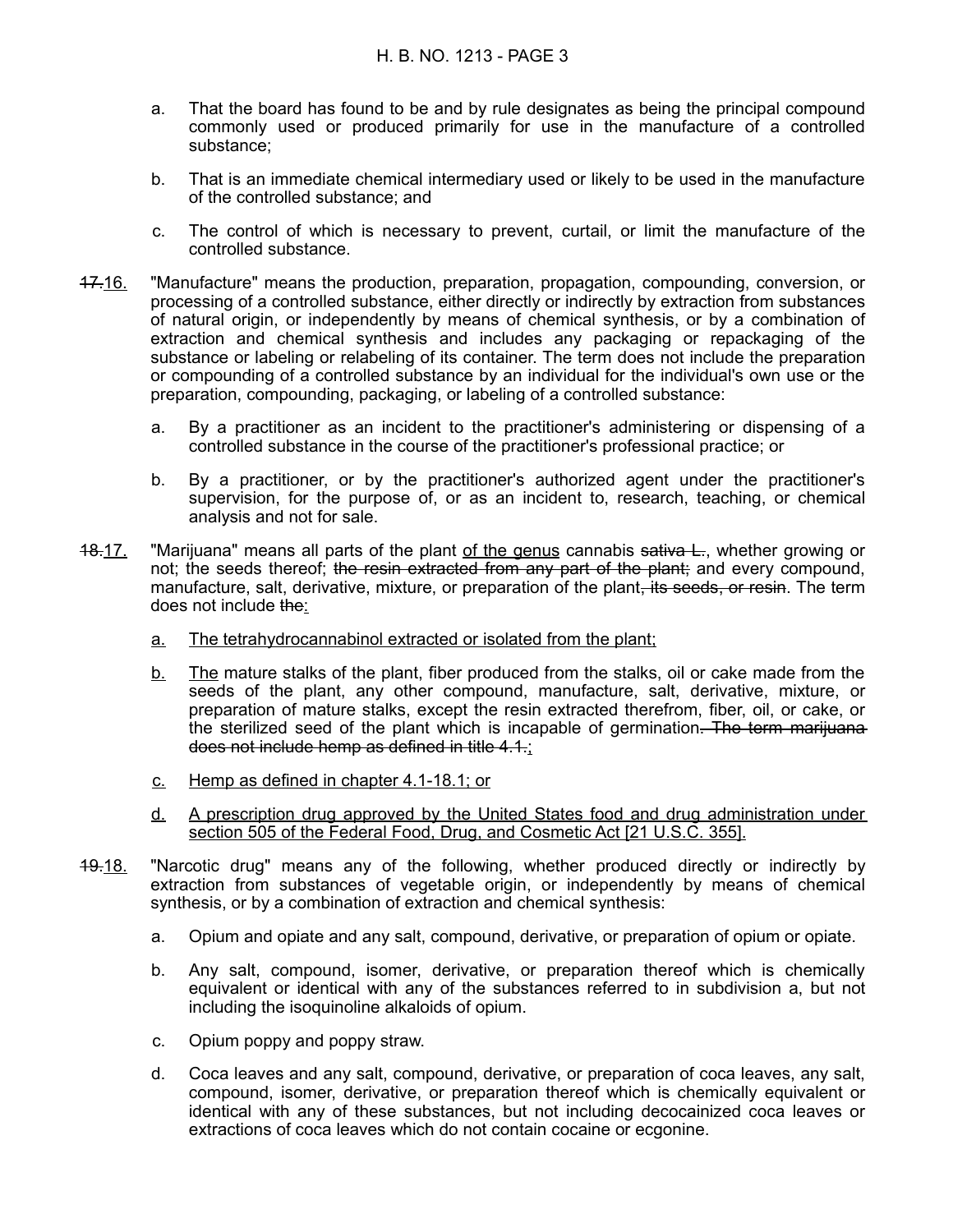a. That the board has found to be and by rule designates as being the principal compound commonly used or produced primarily for use in the manufacture of a controlled substance;

b. That is an immediate chemical intermediary used or likely to be used in the manufacture of the controlled substance; and

c. The control of which is necessary to prevent, curtail, or limit the manufacture of the controlled substance.

~~17.~~<u>16.</u> "Manufacture" means the production, preparation, propagation, compounding, conversion, or processing of a controlled substance, either directly or indirectly by extraction from substances of natural origin, or independently by means of chemical synthesis, or by a combination of extraction and chemical synthesis and includes any packaging or repackaging of the substance or labeling or relabeling of its container. The term does not include the preparation or compounding of a controlled substance by an individual for the individual's own use or the preparation, compounding, packaging, or labeling of a controlled substance:

a. By a practitioner as an incident to the practitioner's administering or dispensing of a controlled substance in the course of the practitioner's professional practice; or

b. By a practitioner, or by the practitioner's authorized agent under the practitioner's supervision, for the purpose of, or as an incident to, research, teaching, or chemical analysis and not for sale.

~~18.~~<u>17.</u> "Marijuana" means all parts of the plant <u>of the genus</u> cannabis ~~sativa L.~~, whether growing or not; the seeds thereof; ~~the resin extracted from any part of the plant;~~ and every compound, manufacture, salt, derivative, mixture, or preparation of the plant~~, its seeds, or resin~~. The term does not include ~~the~~<u>:</u>

<u>a.</u> <u>The tetrahydrocannabinol extracted or isolated from the plant;</u>

<u>b.</u> <u>The</u> mature stalks of the plant, fiber produced from the stalks, oil or cake made from the seeds of the plant, any other compound, manufacture, salt, derivative, mixture, or preparation of mature stalks, except the resin extracted therefrom, fiber, oil, or cake, or the sterilized seed of the plant which is incapable of germination~~. The term marijuana does not include hemp as defined in title 4.1.~~<u>;</u>

<u>c.</u> <u>Hemp as defined in chapter 4.1-18.1; or</u>

<u>d.</u> <u>A prescription drug approved by the United States food and drug administration under section 505 of the Federal Food, Drug, and Cosmetic Act [21 U.S.C. 355].</u>

~~19.~~<u>18.</u> "Narcotic drug" means any of the following, whether produced directly or indirectly by extraction from substances of vegetable origin, or independently by means of chemical synthesis, or by a combination of extraction and chemical synthesis:

a. Opium and opiate and any salt, compound, derivative, or preparation of opium or opiate.

b. Any salt, compound, isomer, derivative, or preparation thereof which is chemically equivalent or identical with any of the substances referred to in subdivision a, but not including the isoquinoline alkaloids of opium.

c. Opium poppy and poppy straw.

d. Coca leaves and any salt, compound, derivative, or preparation of coca leaves, any salt, compound, isomer, derivative, or preparation thereof which is chemically equivalent or identical with any of these substances, but not including decocainized coca leaves or extractions of coca leaves which do not contain cocaine or ecgonine.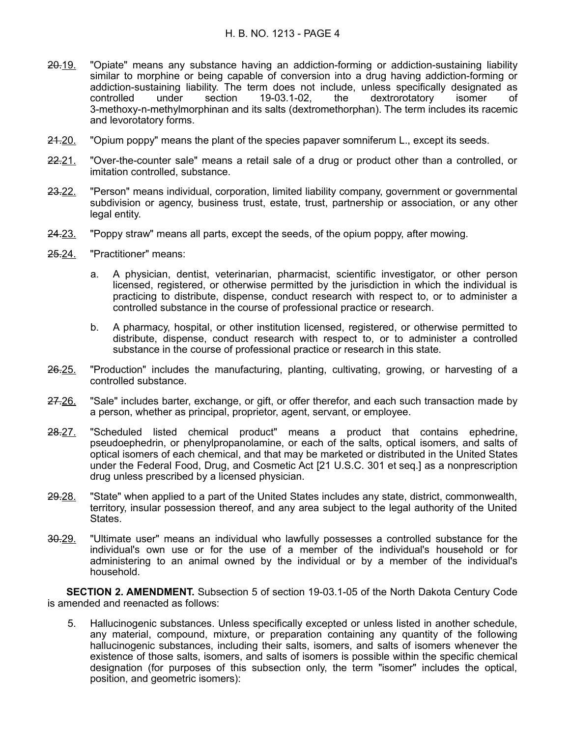~~20.~~19. "Opiate" means any substance having an addiction-forming or addiction-sustaining liability similar to morphine or being capable of conversion into a drug having addiction-forming or addiction-sustaining liability. The term does not include, unless specifically designated as controlled under section 19-03.1-02, the dextrorotatory isomer of 3-methoxy-n-methylmorphinan and its salts (dextromethorphan). The term includes its racemic and levorotatory forms.

~~21.~~20. "Opium poppy" means the plant of the species papaver somniferum L., except its seeds.

~~22.~~21. "Over-the-counter sale" means a retail sale of a drug or product other than a controlled, or imitation controlled, substance.

~~23.~~22. "Person" means individual, corporation, limited liability company, government or governmental subdivision or agency, business trust, estate, trust, partnership or association, or any other legal entity.

~~24.~~23. "Poppy straw" means all parts, except the seeds, of the opium poppy, after mowing.

~~25.~~24. "Practitioner" means:

a. A physician, dentist, veterinarian, pharmacist, scientific investigator, or other person licensed, registered, or otherwise permitted by the jurisdiction in which the individual is practicing to distribute, dispense, conduct research with respect to, or to administer a controlled substance in the course of professional practice or research.

b. A pharmacy, hospital, or other institution licensed, registered, or otherwise permitted to distribute, dispense, conduct research with respect to, or to administer a controlled substance in the course of professional practice or research in this state.

~~26.~~25. "Production" includes the manufacturing, planting, cultivating, growing, or harvesting of a controlled substance.

~~27.~~26. "Sale" includes barter, exchange, or gift, or offer therefor, and each such transaction made by a person, whether as principal, proprietor, agent, servant, or employee.

~~28.~~27. "Scheduled listed chemical product" means a product that contains ephedrine, pseudoephedrin, or phenylpropanolamine, or each of the salts, optical isomers, and salts of optical isomers of each chemical, and that may be marketed or distributed in the United States under the Federal Food, Drug, and Cosmetic Act [21 U.S.C. 301 et seq.] as a nonprescription drug unless prescribed by a licensed physician.

~~29.~~28. "State" when applied to a part of the United States includes any state, district, commonwealth, territory, insular possession thereof, and any area subject to the legal authority of the United States.

~~30.~~29. "Ultimate user" means an individual who lawfully possesses a controlled substance for the individual's own use or for the use of a member of the individual's household or for administering to an animal owned by the individual or by a member of the individual's household.

**SECTION 2. AMENDMENT.** Subsection 5 of section 19-03.1-05 of the North Dakota Century Code is amended and reenacted as follows:

5. Hallucinogenic substances. Unless specifically excepted or unless listed in another schedule, any material, compound, mixture, or preparation containing any quantity of the following hallucinogenic substances, including their salts, isomers, and salts of isomers whenever the existence of those salts, isomers, and salts of isomers is possible within the specific chemical designation (for purposes of this subsection only, the term "isomer" includes the optical, position, and geometric isomers):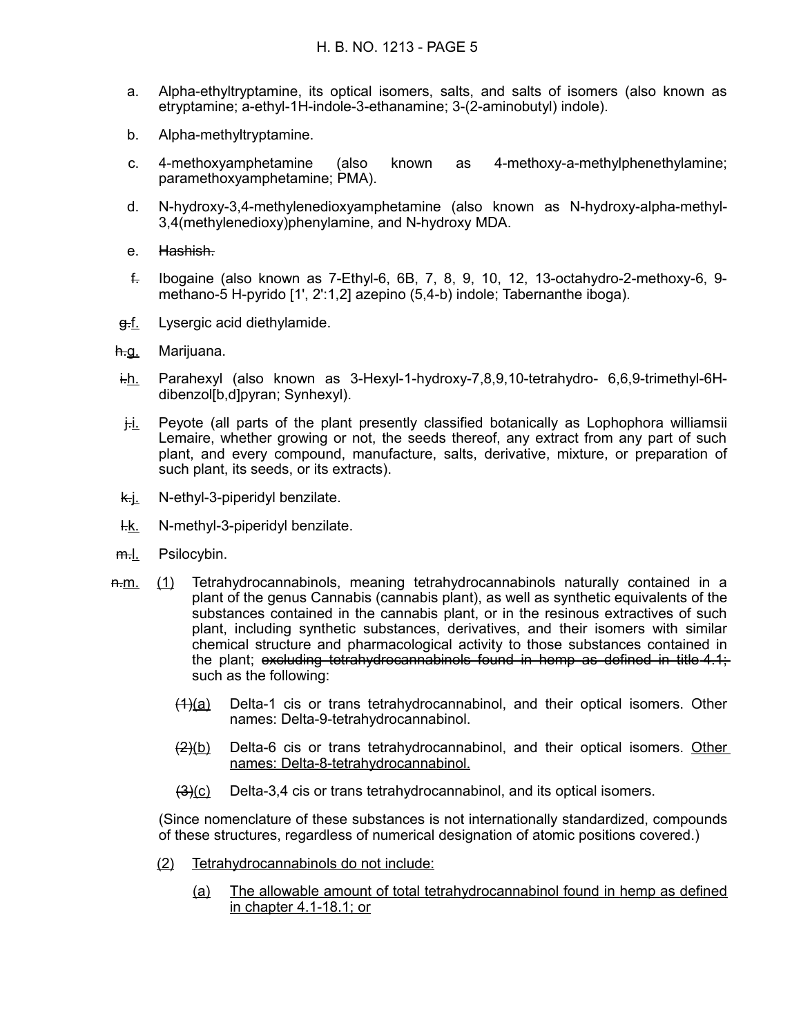a. Alpha-ethyltryptamine, its optical isomers, salts, and salts of isomers (also known as etryptamine; a-ethyl-1H-indole-3-ethanamine; 3-(2-aminobutyl) indole).

b. Alpha-methyltryptamine.

c. 4-methoxyamphetamine (also known as 4-methoxy-a-methylphenethylamine; paramethoxyamphetamine; PMA).

d. N-hydroxy-3,4-methylenedioxyamphetamine (also known as N-hydroxy-alpha-methyl-3,4(methylenedioxy)phenylamine, and N-hydroxy MDA.

e. ~~Hashish.~~

~~f.~~ Ibogaine (also known as 7-Ethyl-6, 6B, 7, 8, 9, 10, 12, 13-octahydro-2-methoxy-6, 9-methano-5 H-pyrido [1', 2':1,2] azepino (5,4-b) indole; Tabernanthe iboga).

~~g.~~<u>f.</u> Lysergic acid diethylamide.

~~h.~~<u>g.</u> Marijuana.

~~i.~~<u>h.</u> Parahexyl (also known as 3-Hexyl-1-hydroxy-7,8,9,10-tetrahydro- 6,6,9-trimethyl-6H-dibenzol[b,d]pyran; Synhexyl).

~~j.~~<u>i.</u> Peyote (all parts of the plant presently classified botanically as Lophophora williamsii Lemaire, whether growing or not, the seeds thereof, any extract from any part of such plant, and every compound, manufacture, salts, derivative, mixture, or preparation of such plant, its seeds, or its extracts).

~~k.~~<u>j.</u> N-ethyl-3-piperidyl benzilate.

~~l.~~<u>k.</u> N-methyl-3-piperidyl benzilate.

~~m.~~<u>l.</u> Psilocybin.

~~n.~~<u>m.</u> <u>(1)</u> Tetrahydrocannabinols, meaning tetrahydrocannabinols naturally contained in a plant of the genus Cannabis (cannabis plant), as well as synthetic equivalents of the substances contained in the cannabis plant, or in the resinous extractives of such plant, including synthetic substances, derivatives, and their isomers with similar chemical structure and pharmacological activity to those substances contained in the plant; ~~excluding tetrahydrocannabinols found in hemp as defined in title 4.1;~~ such as the following:

~~(1)~~<u>(a)</u> Delta-1 cis or trans tetrahydrocannabinol, and their optical isomers. Other names: Delta-9-tetrahydrocannabinol.

~~(2)~~<u>(b)</u> Delta-6 cis or trans tetrahydrocannabinol, and their optical isomers. <u>Other names: Delta-8-tetrahydrocannabinol.</u>

~~(3)~~<u>(c)</u> Delta-3,4 cis or trans tetrahydrocannabinol, and its optical isomers.

(Since nomenclature of these substances is not internationally standardized, compounds of these structures, regardless of numerical designation of atomic positions covered.)

<u>(2)</u> <u>Tetrahydrocannabinols do not include:</u>

<u>(a)</u> <u>The allowable amount of total tetrahydrocannabinol found in hemp as defined in chapter 4.1-18.1; or</u>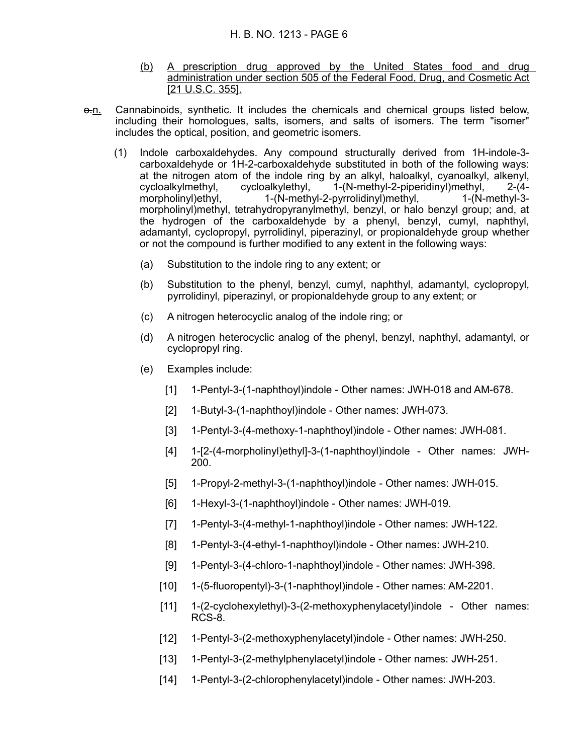(b) A prescription drug approved by the United States food and drug administration under section 505 of the Federal Food, Drug, and Cosmetic Act [21 U.S.C. 355].

~~o.~~n. Cannabinoids, synthetic. It includes the chemicals and chemical groups listed below, including their homologues, salts, isomers, and salts of isomers. The term "isomer" includes the optical, position, and geometric isomers.

(1) Indole carboxaldehydes. Any compound structurally derived from 1H-indole-3-carboxaldehyde or 1H-2-carboxaldehyde substituted in both of the following ways: at the nitrogen atom of the indole ring by an alkyl, haloalkyl, cyanoalkyl, alkenyl, cycloalkylmethyl, cycloalkylethyl, 1-(N-methyl-2-piperidinyl)methyl, 2-(4-morpholinyl)ethyl, 1-(N-methyl-2-pyrrolidinyl)methyl, 1-(N-methyl-3-morpholinyl)methyl, tetrahydropyranylmethyl, benzyl, or halo benzyl group; and, at the hydrogen of the carboxaldehyde by a phenyl, benzyl, cumyl, naphthyl, adamantyl, cyclopropyl, pyrrolidinyl, piperazinyl, or propionaldehyde group whether or not the compound is further modified to any extent in the following ways:

(a) Substitution to the indole ring to any extent; or

(b) Substitution to the phenyl, benzyl, cumyl, naphthyl, adamantyl, cyclopropyl, pyrrolidinyl, piperazinyl, or propionaldehyde group to any extent; or

(c) A nitrogen heterocyclic analog of the indole ring; or

(d) A nitrogen heterocyclic analog of the phenyl, benzyl, naphthyl, adamantyl, or cyclopropyl ring.

(e) Examples include:

[1] 1-Pentyl-3-(1-naphthoyl)indole - Other names: JWH-018 and AM-678.

[2] 1-Butyl-3-(1-naphthoyl)indole - Other names: JWH-073.

[3] 1-Pentyl-3-(4-methoxy-1-naphthoyl)indole - Other names: JWH-081.

[4] 1-[2-(4-morpholinyl)ethyl]-3-(1-naphthoyl)indole - Other names: JWH-200.

[5] 1-Propyl-2-methyl-3-(1-naphthoyl)indole - Other names: JWH-015.

[6] 1-Hexyl-3-(1-naphthoyl)indole - Other names: JWH-019.

[7] 1-Pentyl-3-(4-methyl-1-naphthoyl)indole - Other names: JWH-122.

[8] 1-Pentyl-3-(4-ethyl-1-naphthoyl)indole - Other names: JWH-210.

[9] 1-Pentyl-3-(4-chloro-1-naphthoyl)indole - Other names: JWH-398.

[10] 1-(5-fluoropentyl)-3-(1-naphthoyl)indole - Other names: AM-2201.

[11] 1-(2-cyclohexylethyl)-3-(2-methoxyphenylacetyl)indole - Other names: RCS-8.

[12] 1-Pentyl-3-(2-methoxyphenylacetyl)indole - Other names: JWH-250.

[13] 1-Pentyl-3-(2-methylphenylacetyl)indole - Other names: JWH-251.

[14] 1-Pentyl-3-(2-chlorophenylacetyl)indole - Other names: JWH-203.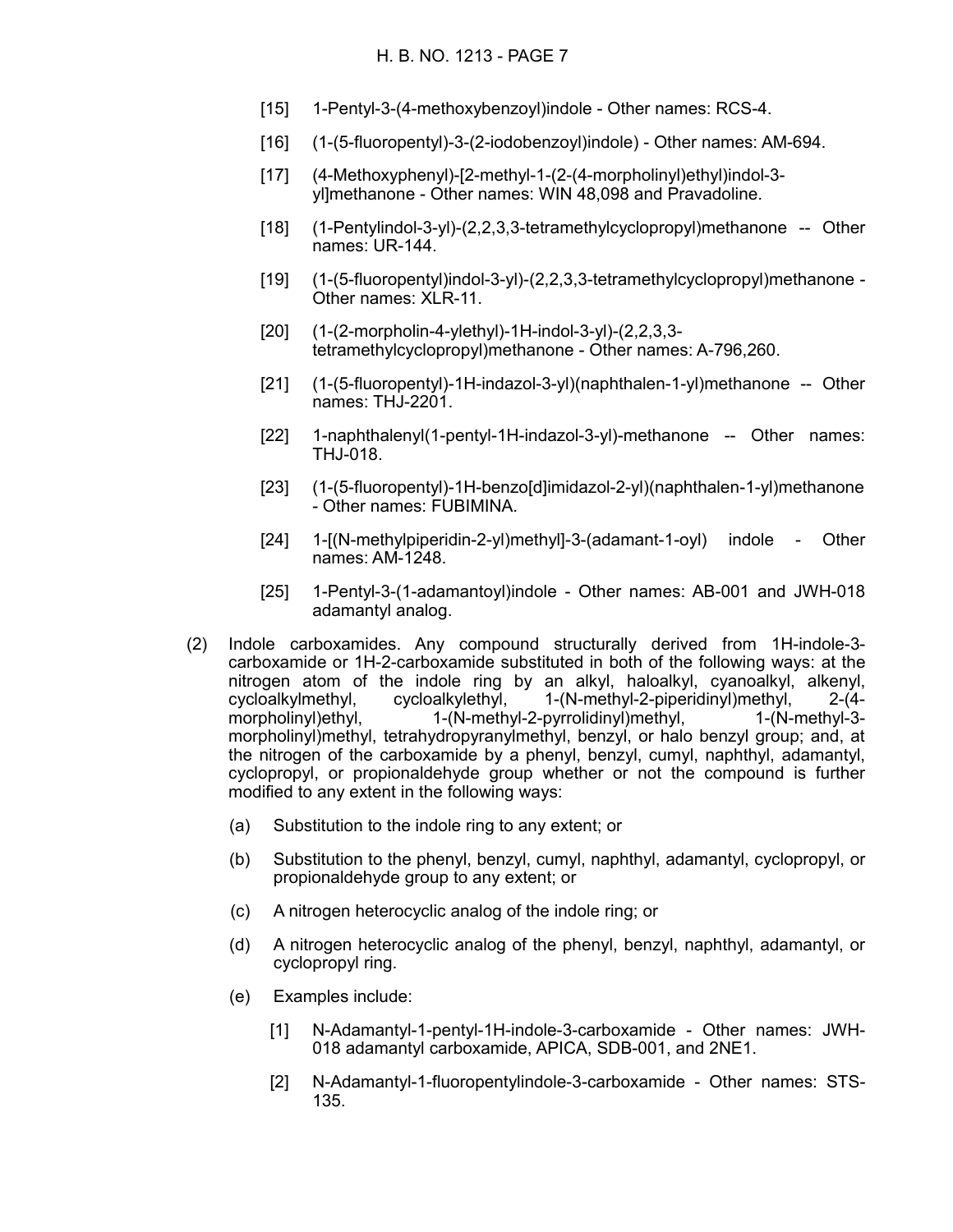[15] 1-Pentyl-3-(4-methoxybenzoyl)indole - Other names: RCS-4.

[16] (1-(5-fluoropentyl)-3-(2-iodobenzoyl)indole) - Other names: AM-694.

[17] (4-Methoxyphenyl)-[2-methyl-1-(2-(4-morpholinyl)ethyl)indol-3-yl]methanone - Other names: WIN 48,098 and Pravadoline.

[18] (1-Pentylindol-3-yl)-(2,2,3,3-tetramethylcyclopropyl)methanone -- Other names: UR-144.

[19] (1-(5-fluoropentyl)indol-3-yl)-(2,2,3,3-tetramethylcyclopropyl)methanone - Other names: XLR-11.

[20] (1-(2-morpholin-4-ylethyl)-1H-indol-3-yl)-(2,2,3,3-tetramethylcyclopropyl)methanone - Other names: A-796,260.

[21] (1-(5-fluoropentyl)-1H-indazol-3-yl)(naphthalen-1-yl)methanone -- Other names: THJ-2201.

[22] 1-naphthalenyl(1-pentyl-1H-indazol-3-yl)-methanone -- Other names: THJ-018.

[23] (1-(5-fluoropentyl)-1H-benzo[d]imidazol-2-yl)(naphthalen-1-yl)methanone - Other names: FUBIMINA.

[24] 1-[(N-methylpiperidin-2-yl)methyl]-3-(adamant-1-oyl) indole - Other names: AM-1248.

[25] 1-Pentyl-3-(1-adamantoyl)indole - Other names: AB-001 and JWH-018 adamantyl analog.

(2) Indole carboxamides. Any compound structurally derived from 1H-indole-3-carboxamide or 1H-2-carboxamide substituted in both of the following ways: at the nitrogen atom of the indole ring by an alkyl, haloalkyl, cyanoalkyl, alkenyl, cycloalkylmethyl, cycloalkylethyl, 1-(N-methyl-2-piperidinyl)methyl, 2-(4-morpholinyl)ethyl, 1-(N-methyl-2-pyrrolidinyl)methyl, 1-(N-methyl-3-morpholinyl)methyl, tetrahydropyranylmethyl, benzyl, or halo benzyl group; and, at the nitrogen of the carboxamide by a phenyl, benzyl, cumyl, naphthyl, adamantyl, cyclopropyl, or propionaldehyde group whether or not the compound is further modified to any extent in the following ways:

(a) Substitution to the indole ring to any extent; or

(b) Substitution to the phenyl, benzyl, cumyl, naphthyl, adamantyl, cyclopropyl, or propionaldehyde group to any extent; or

(c) A nitrogen heterocyclic analog of the indole ring; or

(d) A nitrogen heterocyclic analog of the phenyl, benzyl, naphthyl, adamantyl, or cyclopropyl ring.

(e) Examples include:

[1] N-Adamantyl-1-pentyl-1H-indole-3-carboxamide - Other names: JWH-018 adamantyl carboxamide, APICA, SDB-001, and 2NE1.

[2] N-Adamantyl-1-fluoropentylindole-3-carboxamide - Other names: STS-135.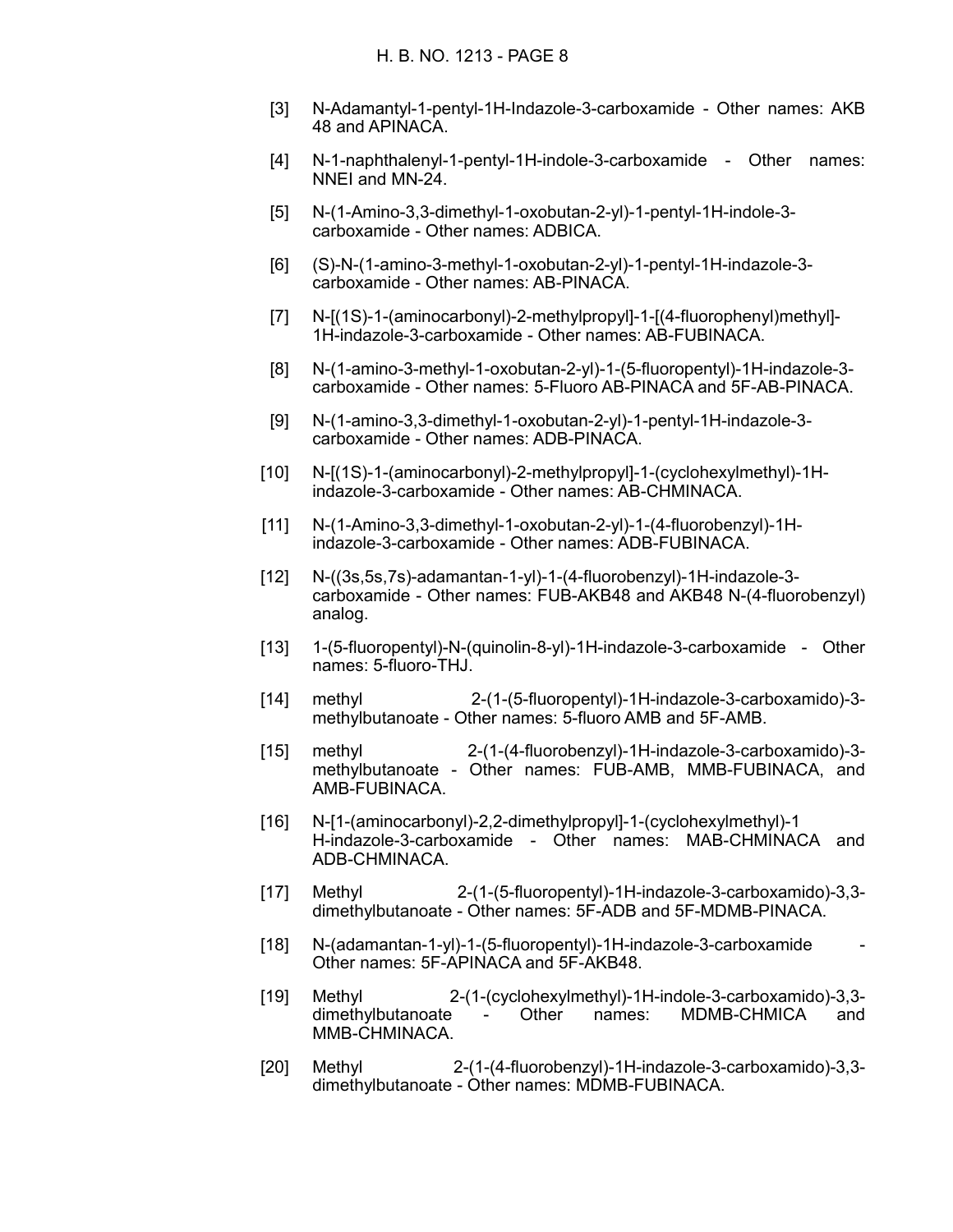[3] N-Adamantyl-1-pentyl-1H-Indazole-3-carboxamide - Other names: AKB 48 and APINACA.

[4] N-1-naphthalenyl-1-pentyl-1H-indole-3-carboxamide - Other names: NNEI and MN-24.

[5] N-(1-Amino-3,3-dimethyl-1-oxobutan-2-yl)-1-pentyl-1H-indole-3-carboxamide - Other names: ADBICA.

[6] (S)-N-(1-amino-3-methyl-1-oxobutan-2-yl)-1-pentyl-1H-indazole-3-carboxamide - Other names: AB-PINACA.

[7] N-[(1S)-1-(aminocarbonyl)-2-methylpropyl]-1-[(4-fluorophenyl)methyl]-1H-indazole-3-carboxamide - Other names: AB-FUBINACA.

[8] N-(1-amino-3-methyl-1-oxobutan-2-yl)-1-(5-fluoropentyl)-1H-indazole-3-carboxamide - Other names: 5-Fluoro AB-PINACA and 5F-AB-PINACA.

[9] N-(1-amino-3,3-dimethyl-1-oxobutan-2-yl)-1-pentyl-1H-indazole-3-carboxamide - Other names: ADB-PINACA.

[10] N-[(1S)-1-(aminocarbonyl)-2-methylpropyl]-1-(cyclohexylmethyl)-1H-indazole-3-carboxamide - Other names: AB-CHMINACA.

[11] N-(1-Amino-3,3-dimethyl-1-oxobutan-2-yl)-1-(4-fluorobenzyl)-1H-indazole-3-carboxamide - Other names: ADB-FUBINACA.

[12] N-((3s,5s,7s)-adamantan-1-yl)-1-(4-fluorobenzyl)-1H-indazole-3-carboxamide - Other names: FUB-AKB48 and AKB48 N-(4-fluorobenzyl) analog.

[13] 1-(5-fluoropentyl)-N-(quinolin-8-yl)-1H-indazole-3-carboxamide - Other names: 5-fluoro-THJ.

[14] methyl 2-(1-(5-fluoropentyl)-1H-indazole-3-carboxamido)-3-methylbutanoate - Other names: 5-fluoro AMB and 5F-AMB.

[15] methyl 2-(1-(4-fluorobenzyl)-1H-indazole-3-carboxamido)-3-methylbutanoate - Other names: FUB-AMB, MMB-FUBINACA, and AMB-FUBINACA.

[16] N-[1-(aminocarbonyl)-2,2-dimethylpropyl]-1-(cyclohexylmethyl)-1 H-indazole-3-carboxamide - Other names: MAB-CHMINACA and ADB-CHMINACA.

[17] Methyl 2-(1-(5-fluoropentyl)-1H-indazole-3-carboxamido)-3,3-dimethylbutanoate - Other names: 5F-ADB and 5F-MDMB-PINACA.

[18] N-(adamantan-1-yl)-1-(5-fluoropentyl)-1H-indazole-3-carboxamide - Other names: 5F-APINACA and 5F-AKB48.

[19] Methyl 2-(1-(cyclohexylmethyl)-1H-indole-3-carboxamido)-3,3-dimethylbutanoate - Other names: MDMB-CHMICA and MMB-CHMINACA.

[20] Methyl 2-(1-(4-fluorobenzyl)-1H-indazole-3-carboxamido)-3,3-dimethylbutanoate - Other names: MDMB-FUBINACA.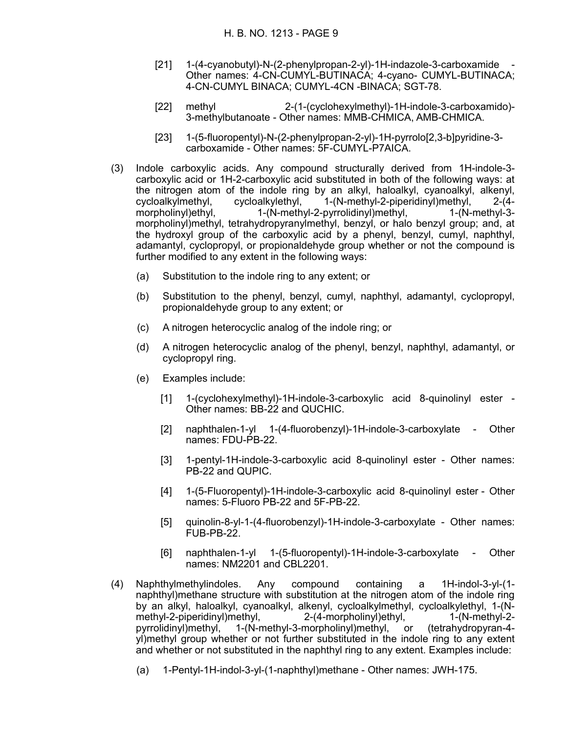[21] 1-(4-cyanobutyl)-N-(2-phenylpropan-2-yl)-1H-indazole-3-carboxamide - Other names: 4-CN-CUMYL-BUTINACA; 4-cyano- CUMYL-BUTINACA; 4-CN-CUMYL BINACA; CUMYL-4CN -BINACA; SGT-78.

[22] methyl 2-(1-(cyclohexylmethyl)-1H-indole-3-carboxamido)-3-methylbutanoate - Other names: MMB-CHMICA, AMB-CHMICA.

[23] 1-(5-fluoropentyl)-N-(2-phenylpropan-2-yl)-1H-pyrrolo[2,3-b]pyridine-3-carboxamide - Other names: 5F-CUMYL-P7AICA.

(3) Indole carboxylic acids. Any compound structurally derived from 1H-indole-3-carboxylic acid or 1H-2-carboxylic acid substituted in both of the following ways: at the nitrogen atom of the indole ring by an alkyl, haloalkyl, cyanoalkyl, alkenyl, cycloalkylmethyl, cycloalkylethyl, 1-(N-methyl-2-piperidinyl)methyl, 2-(4-morpholinyl)ethyl, 1-(N-methyl-2-pyrrolidinyl)methyl, 1-(N-methyl-3-morpholinyl)methyl, tetrahydropyranylmethyl, benzyl, or halo benzyl group; and, at the hydroxyl group of the carboxylic acid by a phenyl, benzyl, cumyl, naphthyl, adamantyl, cyclopropyl, or propionaldehyde group whether or not the compound is further modified to any extent in the following ways:

(a) Substitution to the indole ring to any extent; or

(b) Substitution to the phenyl, benzyl, cumyl, naphthyl, adamantyl, cyclopropyl, propionaldehyde group to any extent; or

(c) A nitrogen heterocyclic analog of the indole ring; or

(d) A nitrogen heterocyclic analog of the phenyl, benzyl, naphthyl, adamantyl, or cyclopropyl ring.

(e) Examples include:

[1] 1-(cyclohexylmethyl)-1H-indole-3-carboxylic acid 8-quinolinyl ester - Other names: BB-22 and QUCHIC.

[2] naphthalen-1-yl 1-(4-fluorobenzyl)-1H-indole-3-carboxylate - Other names: FDU-PB-22.

[3] 1-pentyl-1H-indole-3-carboxylic acid 8-quinolinyl ester - Other names: PB-22 and QUPIC.

[4] 1-(5-Fluoropentyl)-1H-indole-3-carboxylic acid 8-quinolinyl ester - Other names: 5-Fluoro PB-22 and 5F-PB-22.

[5] quinolin-8-yl-1-(4-fluorobenzyl)-1H-indole-3-carboxylate - Other names: FUB-PB-22.

[6] naphthalen-1-yl 1-(5-fluoropentyl)-1H-indole-3-carboxylate - Other names: NM2201 and CBL2201.

(4) Naphthylmethylindoles. Any compound containing a 1H-indol-3-yl-(1-naphthyl)methane structure with substitution at the nitrogen atom of the indole ring by an alkyl, haloalkyl, cyanoalkyl, alkenyl, cycloalkylmethyl, cycloalkylethyl, 1-(N-methyl-2-piperidinyl)methyl, 2-(4-morpholinyl)ethyl, 1-(N-methyl-2-pyrrolidinyl)methyl, 1-(N-methyl-3-morpholinyl)methyl, or (tetrahydropyran-4-yl)methyl group whether or not further substituted in the indole ring to any extent and whether or not substituted in the naphthyl ring to any extent. Examples include:

(a) 1-Pentyl-1H-indol-3-yl-(1-naphthyl)methane - Other names: JWH-175.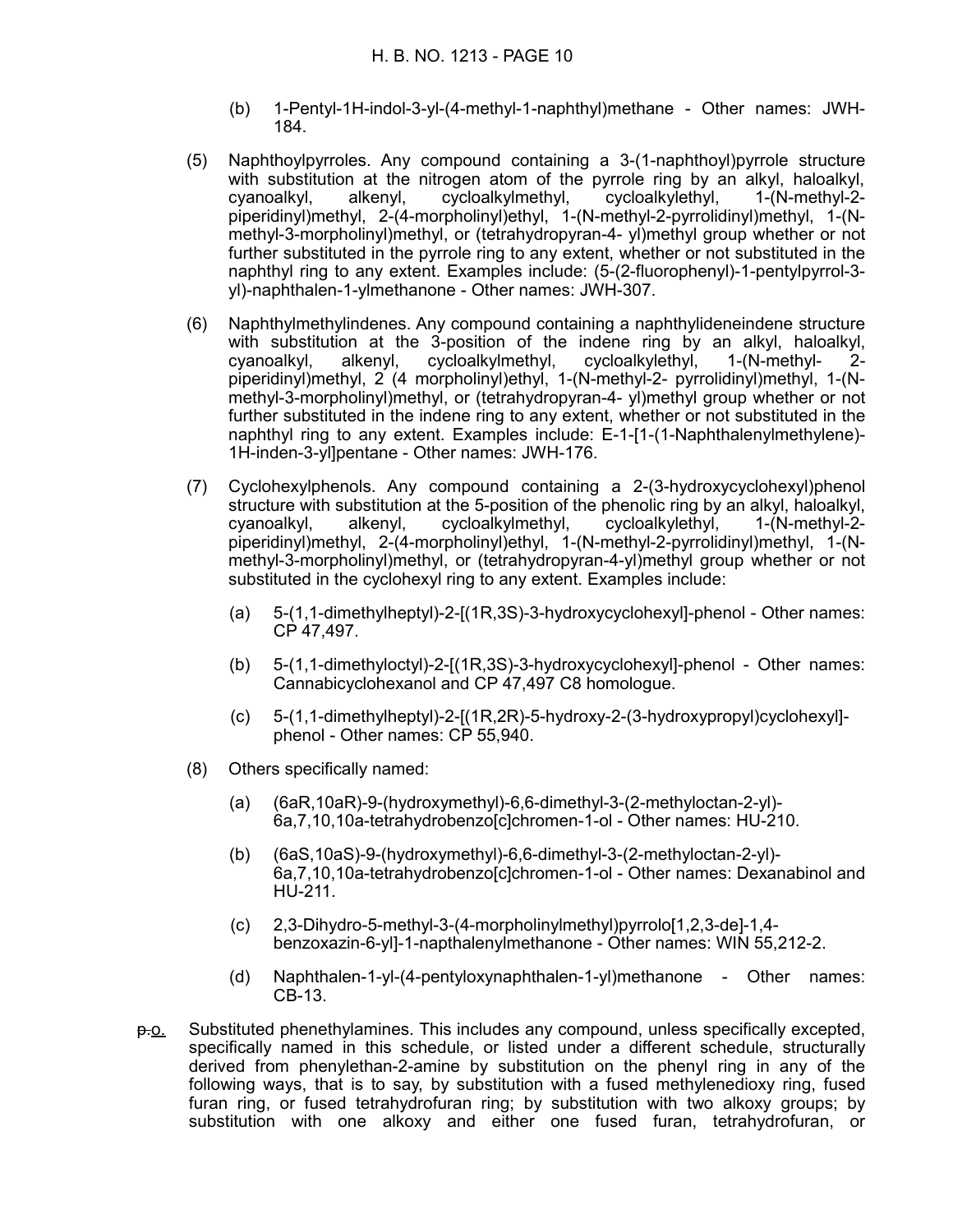(b) 1-Pentyl-1H-indol-3-yl-(4-methyl-1-naphthyl)methane - Other names: JWH-184.

(5) Naphthoylpyrroles. Any compound containing a 3-(1-naphthoyl)pyrrole structure with substitution at the nitrogen atom of the pyrrole ring by an alkyl, haloalkyl, cyanoalkyl, alkenyl, cycloalkylmethyl, cycloalkylethyl, 1-(N-methyl-2-piperidinyl)methyl, 2-(4-morpholinyl)ethyl, 1-(N-methyl-2-pyrrolidinyl)methyl, 1-(N-methyl-3-morpholinyl)methyl, or (tetrahydropyran-4- yl)methyl group whether or not further substituted in the pyrrole ring to any extent, whether or not substituted in the naphthyl ring to any extent. Examples include: (5-(2-fluorophenyl)-1-pentylpyrrol-3-yl)-naphthalen-1-ylmethanone - Other names: JWH-307.

(6) Naphthylmethylindenes. Any compound containing a naphthylideneindene structure with substitution at the 3-position of the indene ring by an alkyl, haloalkyl, cyanoalkyl, alkenyl, cycloalkylmethyl, cycloalkylethyl, 1-(N-methyl- 2-piperidinyl)methyl, 2 (4 morpholinyl)ethyl, 1-(N-methyl-2- pyrrolidinyl)methyl, 1-(N-methyl-3-morpholinyl)methyl, or (tetrahydropyran-4- yl)methyl group whether or not further substituted in the indene ring to any extent, whether or not substituted in the naphthyl ring to any extent. Examples include: E-1-[1-(1-Naphthalenylmethylene)-1H-inden-3-yl]pentane - Other names: JWH-176.

(7) Cyclohexylphenols. Any compound containing a 2-(3-hydroxycyclohexyl)phenol structure with substitution at the 5-position of the phenolic ring by an alkyl, haloalkyl, cyanoalkyl, alkenyl, cycloalkylmethyl, cycloalkylethyl, 1-(N-methyl-2-piperidinyl)methyl, 2-(4-morpholinyl)ethyl, 1-(N-methyl-2-pyrrolidinyl)methyl, 1-(N-methyl-3-morpholinyl)methyl, or (tetrahydropyran-4-yl)methyl group whether or not substituted in the cyclohexyl ring to any extent. Examples include:

(a) 5-(1,1-dimethylheptyl)-2-[(1R,3S)-3-hydroxycyclohexyl]-phenol - Other names: CP 47,497.

(b) 5-(1,1-dimethyloctyl)-2-[(1R,3S)-3-hydroxycyclohexyl]-phenol - Other names: Cannabicyclohexanol and CP 47,497 C8 homologue.

(c) 5-(1,1-dimethylheptyl)-2-[(1R,2R)-5-hydroxy-2-(3-hydroxypropyl)cyclohexyl]-phenol - Other names: CP 55,940.

(8) Others specifically named:

(a) (6aR,10aR)-9-(hydroxymethyl)-6,6-dimethyl-3-(2-methyloctan-2-yl)-6a,7,10,10a-tetrahydrobenzo[c]chromen-1-ol - Other names: HU-210.

(b) (6aS,10aS)-9-(hydroxymethyl)-6,6-dimethyl-3-(2-methyloctan-2-yl)-6a,7,10,10a-tetrahydrobenzo[c]chromen-1-ol - Other names: Dexanabinol and HU-211.

(c) 2,3-Dihydro-5-methyl-3-(4-morpholinylmethyl)pyrrolo[1,2,3-de]-1,4-benzoxazin-6-yl]-1-napthalenylmethanone - Other names: WIN 55,212-2.

(d) Naphthalen-1-yl-(4-pentyloxynaphthalen-1-yl)methanone - Other names: CB-13.

~~p.~~o. Substituted phenethylamines. This includes any compound, unless specifically excepted, specifically named in this schedule, or listed under a different schedule, structurally derived from phenylethan-2-amine by substitution on the phenyl ring in any of the following ways, that is to say, by substitution with a fused methylenedioxy ring, fused furan ring, or fused tetrahydrofuran ring; by substitution with two alkoxy groups; by substitution with one alkoxy and either one fused furan, tetrahydrofuran, or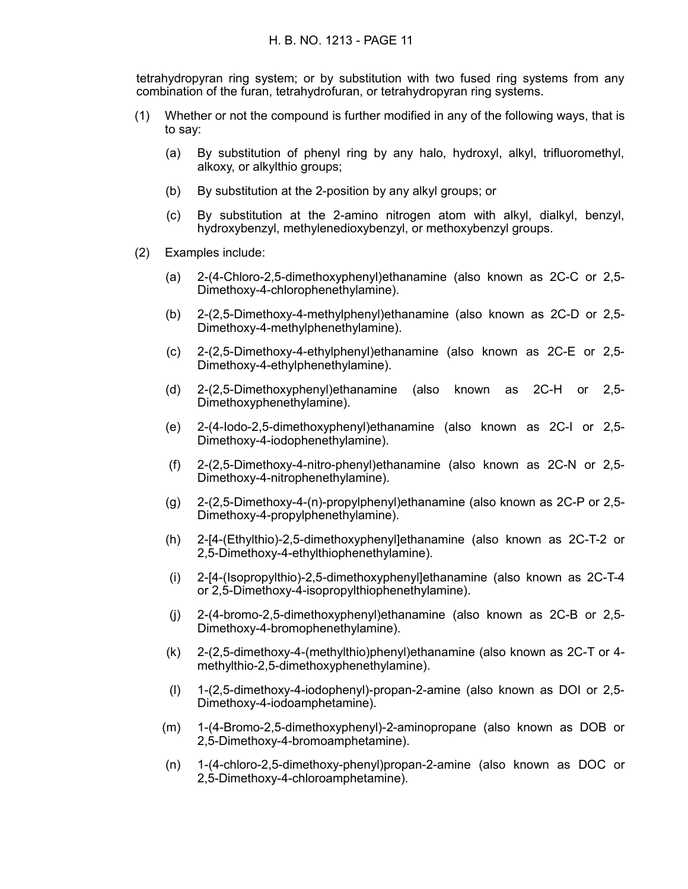tetrahydropyran ring system; or by substitution with two fused ring systems from any combination of the furan, tetrahydrofuran, or tetrahydropyran ring systems.

(1) Whether or not the compound is further modified in any of the following ways, that is to say:

(a) By substitution of phenyl ring by any halo, hydroxyl, alkyl, trifluoromethyl, alkoxy, or alkylthio groups;

(b) By substitution at the 2-position by any alkyl groups; or

(c) By substitution at the 2-amino nitrogen atom with alkyl, dialkyl, benzyl, hydroxybenzyl, methylenedioxybenzyl, or methoxybenzyl groups.

(2) Examples include:

(a) 2-(4-Chloro-2,5-dimethoxyphenyl)ethanamine (also known as 2C-C or 2,5-Dimethoxy-4-chlorophenethylamine).

(b) 2-(2,5-Dimethoxy-4-methylphenyl)ethanamine (also known as 2C-D or 2,5-Dimethoxy-4-methylphenethylamine).

(c) 2-(2,5-Dimethoxy-4-ethylphenyl)ethanamine (also known as 2C-E or 2,5-Dimethoxy-4-ethylphenethylamine).

(d) 2-(2,5-Dimethoxyphenyl)ethanamine (also known as 2C-H or 2,5-Dimethoxyphenethylamine).

(e) 2-(4-Iodo-2,5-dimethoxyphenyl)ethanamine (also known as 2C-I or 2,5-Dimethoxy-4-iodophenethylamine).

(f) 2-(2,5-Dimethoxy-4-nitro-phenyl)ethanamine (also known as 2C-N or 2,5-Dimethoxy-4-nitrophenethylamine).

(g) 2-(2,5-Dimethoxy-4-(n)-propylphenyl)ethanamine (also known as 2C-P or 2,5-Dimethoxy-4-propylphenethylamine).

(h) 2-[4-(Ethylthio)-2,5-dimethoxyphenyl]ethanamine (also known as 2C-T-2 or 2,5-Dimethoxy-4-ethylthiophenethylamine).

(i) 2-[4-(Isopropylthio)-2,5-dimethoxyphenyl]ethanamine (also known as 2C-T-4 or 2,5-Dimethoxy-4-isopropylthiophenethylamine).

(j) 2-(4-bromo-2,5-dimethoxyphenyl)ethanamine (also known as 2C-B or 2,5-Dimethoxy-4-bromophenethylamine).

(k) 2-(2,5-dimethoxy-4-(methylthio)phenyl)ethanamine (also known as 2C-T or 4-methylthio-2,5-dimethoxyphenethylamine).

(l) 1-(2,5-dimethoxy-4-iodophenyl)-propan-2-amine (also known as DOI or 2,5-Dimethoxy-4-iodoamphetamine).

(m) 1-(4-Bromo-2,5-dimethoxyphenyl)-2-aminopropane (also known as DOB or 2,5-Dimethoxy-4-bromoamphetamine).

(n) 1-(4-chloro-2,5-dimethoxy-phenyl)propan-2-amine (also known as DOC or 2,5-Dimethoxy-4-chloroamphetamine).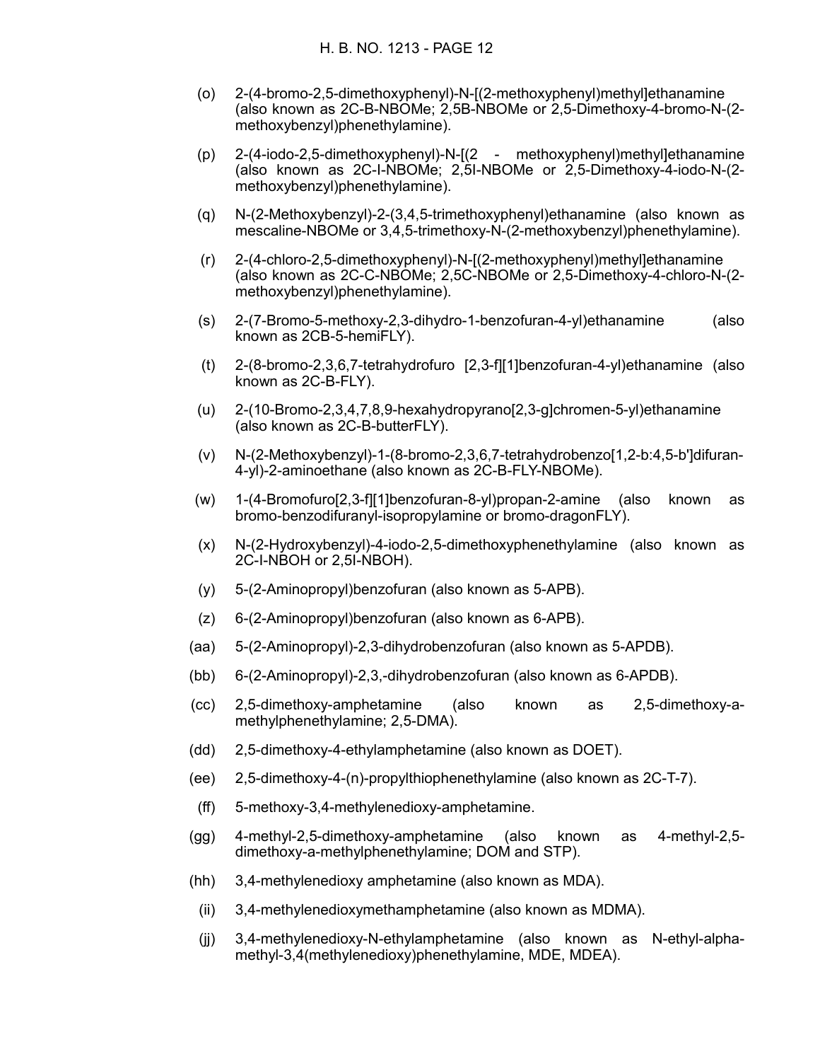(o) 2-(4-bromo-2,5-dimethoxyphenyl)-N-[(2-methoxyphenyl)methyl]ethanamine (also known as 2C-B-NBOMe; 2,5B-NBOMe or 2,5-Dimethoxy-4-bromo-N-(2-methoxybenzyl)phenethylamine).

(p) 2-(4-iodo-2,5-dimethoxyphenyl)-N-[(2 - methoxyphenyl)methyl]ethanamine (also known as 2C-I-NBOMe; 2,5I-NBOMe or 2,5-Dimethoxy-4-iodo-N-(2-methoxybenzyl)phenethylamine).

(q) N-(2-Methoxybenzyl)-2-(3,4,5-trimethoxyphenyl)ethanamine (also known as mescaline-NBOMe or 3,4,5-trimethoxy-N-(2-methoxybenzyl)phenethylamine).

(r) 2-(4-chloro-2,5-dimethoxyphenyl)-N-[(2-methoxyphenyl)methyl]ethanamine (also known as 2C-C-NBOMe; 2,5C-NBOMe or 2,5-Dimethoxy-4-chloro-N-(2-methoxybenzyl)phenethylamine).

(s) 2-(7-Bromo-5-methoxy-2,3-dihydro-1-benzofuran-4-yl)ethanamine (also known as 2CB-5-hemiFLY).

(t) 2-(8-bromo-2,3,6,7-tetrahydrofuro [2,3-f][1]benzofuran-4-yl)ethanamine (also known as 2C-B-FLY).

(u) 2-(10-Bromo-2,3,4,7,8,9-hexahydropyrano[2,3-g]chromen-5-yl)ethanamine (also known as 2C-B-butterFLY).

(v) N-(2-Methoxybenzyl)-1-(8-bromo-2,3,6,7-tetrahydrobenzo[1,2-b:4,5-b']difuran-4-yl)-2-aminoethane (also known as 2C-B-FLY-NBOMe).

(w) 1-(4-Bromofuro[2,3-f][1]benzofuran-8-yl)propan-2-amine (also known as bromo-benzodifuranyl-isopropylamine or bromo-dragonFLY).

(x) N-(2-Hydroxybenzyl)-4-iodo-2,5-dimethoxyphenethylamine (also known as 2C-I-NBOH or 2,5I-NBOH).

(y) 5-(2-Aminopropyl)benzofuran (also known as 5-APB).

(z) 6-(2-Aminopropyl)benzofuran (also known as 6-APB).

(aa) 5-(2-Aminopropyl)-2,3-dihydrobenzofuran (also known as 5-APDB).

(bb) 6-(2-Aminopropyl)-2,3,-dihydrobenzofuran (also known as 6-APDB).

(cc) 2,5-dimethoxy-amphetamine (also known as 2,5-dimethoxy-a-methylphenethylamine; 2,5-DMA).

(dd) 2,5-dimethoxy-4-ethylamphetamine (also known as DOET).

(ee) 2,5-dimethoxy-4-(n)-propylthiophenethylamine (also known as 2C-T-7).

(ff) 5-methoxy-3,4-methylenedioxy-amphetamine.

(gg) 4-methyl-2,5-dimethoxy-amphetamine (also known as 4-methyl-2,5-dimethoxy-a-methylphenethylamine; DOM and STP).

(hh) 3,4-methylenedioxy amphetamine (also known as MDA).

(ii) 3,4-methylenedioxymethamphetamine (also known as MDMA).

(jj) 3,4-methylenedioxy-N-ethylamphetamine (also known as N-ethyl-alpha-methyl-3,4(methylenedioxy)phenethylamine, MDE, MDEA).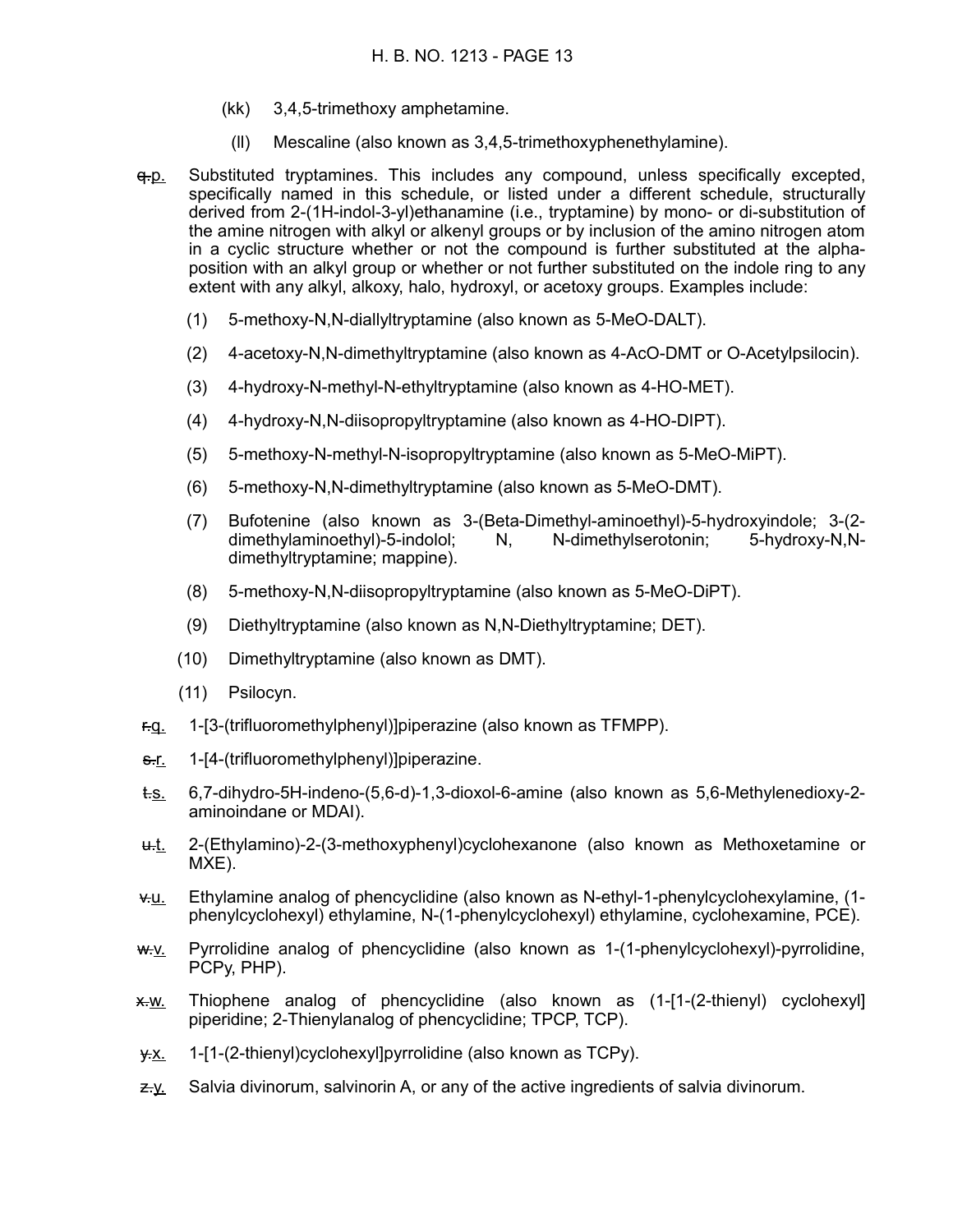(kk) 3,4,5-trimethoxy amphetamine.

(ll) Mescaline (also known as 3,4,5-trimethoxyphenethylamine).

~~q.~~p. Substituted tryptamines. This includes any compound, unless specifically excepted, specifically named in this schedule, or listed under a different schedule, structurally derived from 2-(1H-indol-3-yl)ethanamine (i.e., tryptamine) by mono- or di-substitution of the amine nitrogen with alkyl or alkenyl groups or by inclusion of the amino nitrogen atom in a cyclic structure whether or not the compound is further substituted at the alpha-position with an alkyl group or whether or not further substituted on the indole ring to any extent with any alkyl, alkoxy, halo, hydroxyl, or acetoxy groups. Examples include:

(1) 5-methoxy-N,N-diallyltryptamine (also known as 5-MeO-DALT).

(2) 4-acetoxy-N,N-dimethyltryptamine (also known as 4-AcO-DMT or O-Acetylpsilocin).

(3) 4-hydroxy-N-methyl-N-ethyltryptamine (also known as 4-HO-MET).

(4) 4-hydroxy-N,N-diisopropyltryptamine (also known as 4-HO-DIPT).

(5) 5-methoxy-N-methyl-N-isopropyltryptamine (also known as 5-MeO-MiPT).

(6) 5-methoxy-N,N-dimethyltryptamine (also known as 5-MeO-DMT).

(7) Bufotenine (also known as 3-(Beta-Dimethyl-aminoethyl)-5-hydroxyindole; 3-(2-dimethylaminoethyl)-5-indolol; N, N-dimethylserotonin; 5-hydroxy-N,N-dimethyltryptamine; mappine).

(8) 5-methoxy-N,N-diisopropyltryptamine (also known as 5-MeO-DiPT).

(9) Diethyltryptamine (also known as N,N-Diethyltryptamine; DET).

(10) Dimethyltryptamine (also known as DMT).

(11) Psilocyn.

~~r.~~q. 1-[3-(trifluoromethylphenyl)]piperazine (also known as TFMPP).

~~s.~~r. 1-[4-(trifluoromethylphenyl)]piperazine.

~~t.~~s. 6,7-dihydro-5H-indeno-(5,6-d)-1,3-dioxol-6-amine (also known as 5,6-Methylenedioxy-2-aminoindane or MDAI).

~~u.~~t. 2-(Ethylamino)-2-(3-methoxyphenyl)cyclohexanone (also known as Methoxetamine or MXE).

~~v.~~u. Ethylamine analog of phencyclidine (also known as N-ethyl-1-phenylcyclohexylamine, (1-phenylcyclohexyl) ethylamine, N-(1-phenylcyclohexyl) ethylamine, cyclohexamine, PCE).

~~w.~~v. Pyrrolidine analog of phencyclidine (also known as 1-(1-phenylcyclohexyl)-pyrrolidine, PCPy, PHP).

~~x.~~w. Thiophene analog of phencyclidine (also known as (1-[1-(2-thienyl) cyclohexyl] piperidine; 2-Thienylanalog of phencyclidine; TPCP, TCP).

~~y.~~x. 1-[1-(2-thienyl)cyclohexyl]pyrrolidine (also known as TCPy).

~~z.~~y. Salvia divinorum, salvinorin A, or any of the active ingredients of salvia divinorum.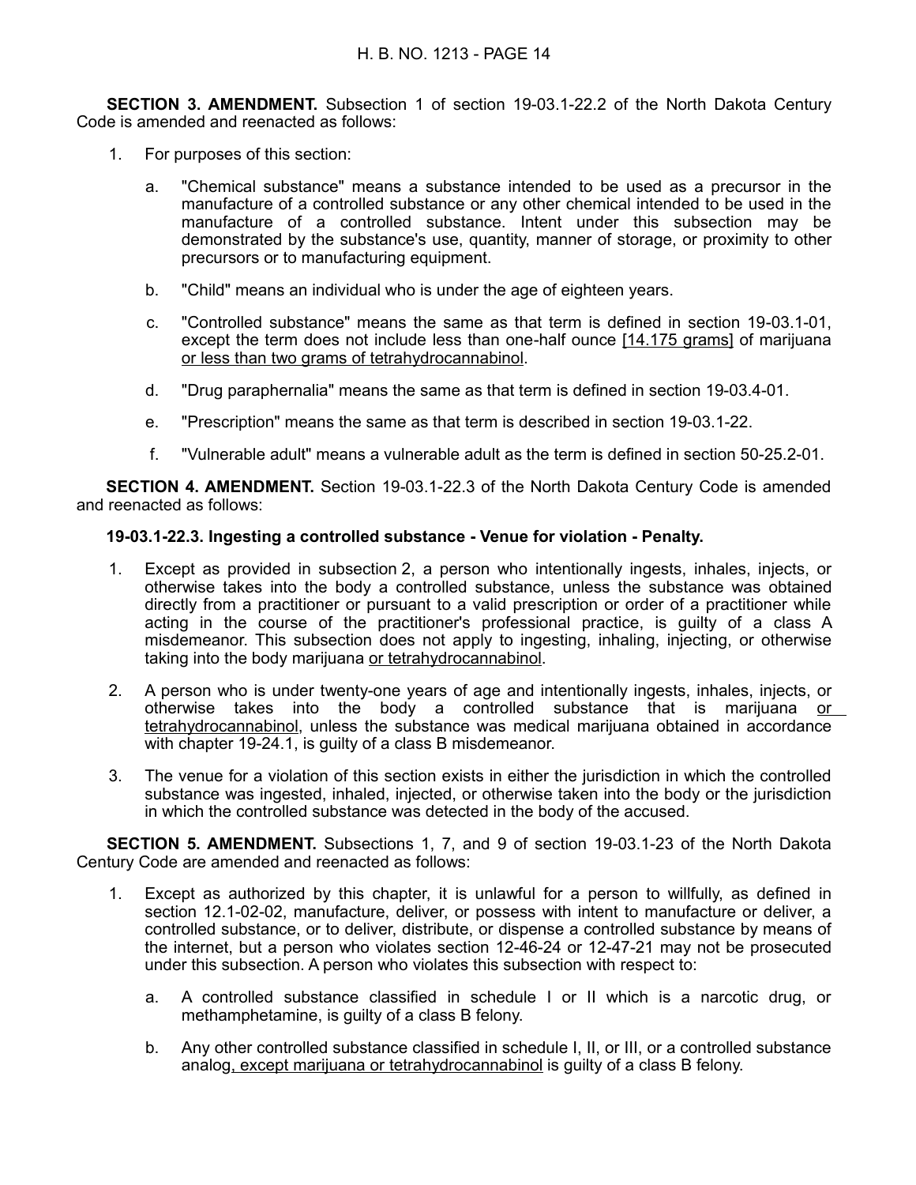**SECTION 3. AMENDMENT.** Subsection 1 of section 19-03.1-22.2 of the North Dakota Century Code is amended and reenacted as follows:

1. For purposes of this section:

   a. "Chemical substance" means a substance intended to be used as a precursor in the manufacture of a controlled substance or any other chemical intended to be used in the manufacture of a controlled substance. Intent under this subsection may be demonstrated by the substance's use, quantity, manner of storage, or proximity to other precursors or to manufacturing equipment.

   b. "Child" means an individual who is under the age of eighteen years.

   c. "Controlled substance" means the same as that term is defined in section 19-03.1-01, except the term does not include less than one-half ounce [14.175 grams] of marijuana or less than two grams of tetrahydrocannabinol.

   d. "Drug paraphernalia" means the same as that term is defined in section 19-03.4-01.

   e. "Prescription" means the same as that term is described in section 19-03.1-22.

   f. "Vulnerable adult" means a vulnerable adult as the term is defined in section 50-25.2-01.

**SECTION 4. AMENDMENT.** Section 19-03.1-22.3 of the North Dakota Century Code is amended and reenacted as follows:

**19-03.1-22.3. Ingesting a controlled substance - Venue for violation - Penalty.**

1. Except as provided in subsection 2, a person who intentionally ingests, inhales, injects, or otherwise takes into the body a controlled substance, unless the substance was obtained directly from a practitioner or pursuant to a valid prescription or order of a practitioner while acting in the course of the practitioner's professional practice, is guilty of a class A misdemeanor. This subsection does not apply to ingesting, inhaling, injecting, or otherwise taking into the body marijuana or tetrahydrocannabinol.

2. A person who is under twenty-one years of age and intentionally ingests, inhales, injects, or otherwise takes into the body a controlled substance that is marijuana or tetrahydrocannabinol, unless the substance was medical marijuana obtained in accordance with chapter 19-24.1, is guilty of a class B misdemeanor.

3. The venue for a violation of this section exists in either the jurisdiction in which the controlled substance was ingested, inhaled, injected, or otherwise taken into the body or the jurisdiction in which the controlled substance was detected in the body of the accused.

**SECTION 5. AMENDMENT.** Subsections 1, 7, and 9 of section 19-03.1-23 of the North Dakota Century Code are amended and reenacted as follows:

1. Except as authorized by this chapter, it is unlawful for a person to willfully, as defined in section 12.1-02-02, manufacture, deliver, or possess with intent to manufacture or deliver, a controlled substance, or to deliver, distribute, or dispense a controlled substance by means of the internet, but a person who violates section 12-46-24 or 12-47-21 may not be prosecuted under this subsection. A person who violates this subsection with respect to:

   a. A controlled substance classified in schedule I or II which is a narcotic drug, or methamphetamine, is guilty of a class B felony.

   b. Any other controlled substance classified in schedule I, II, or III, or a controlled substance analog, except marijuana or tetrahydrocannabinol is guilty of a class B felony.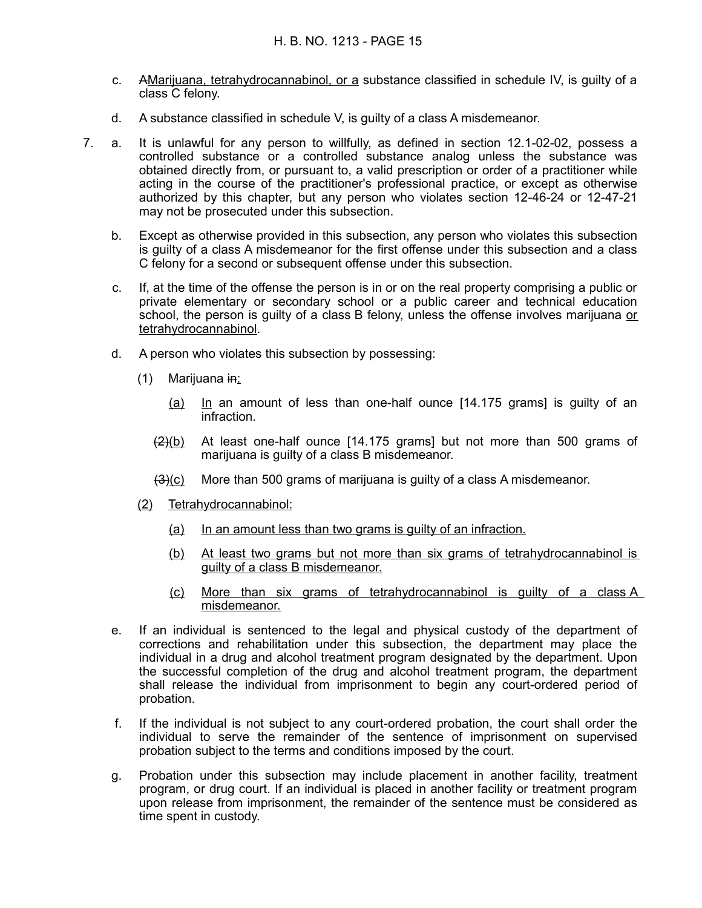c. AMarijuana, tetrahydrocannabinol, or a substance classified in schedule IV, is guilty of a class C felony.

d. A substance classified in schedule V, is guilty of a class A misdemeanor.

7. a. It is unlawful for any person to willfully, as defined in section 12.1-02-02, possess a controlled substance or a controlled substance analog unless the substance was obtained directly from, or pursuant to, a valid prescription or order of a practitioner while acting in the course of the practitioner's professional practice, or except as otherwise authorized by this chapter, but any person who violates section 12-46-24 or 12-47-21 may not be prosecuted under this subsection.

   b. Except as otherwise provided in this subsection, any person who violates this subsection is guilty of a class A misdemeanor for the first offense under this subsection and a class C felony for a second or subsequent offense under this subsection.

   c. If, at the time of the offense the person is in or on the real property comprising a public or private elementary or secondary school or a public career and technical education school, the person is guilty of a class B felony, unless the offense involves marijuana or tetrahydrocannabinol.

   d. A person who violates this subsection by possessing:

      (1) Marijuana in:

         (a) In an amount of less than one-half ounce [14.175 grams] is guilty of an infraction.

         (2)(b) At least one-half ounce [14.175 grams] but not more than 500 grams of marijuana is guilty of a class B misdemeanor.

         (3)(c) More than 500 grams of marijuana is guilty of a class A misdemeanor.

      (2) Tetrahydrocannabinol:

         (a) In an amount less than two grams is guilty of an infraction.

         (b) At least two grams but not more than six grams of tetrahydrocannabinol is guilty of a class B misdemeanor.

         (c) More than six grams of tetrahydrocannabinol is guilty of a class A misdemeanor.

   e. If an individual is sentenced to the legal and physical custody of the department of corrections and rehabilitation under this subsection, the department may place the individual in a drug and alcohol treatment program designated by the department. Upon the successful completion of the drug and alcohol treatment program, the department shall release the individual from imprisonment to begin any court-ordered period of probation.

   f. If the individual is not subject to any court-ordered probation, the court shall order the individual to serve the remainder of the sentence of imprisonment on supervised probation subject to the terms and conditions imposed by the court.

   g. Probation under this subsection may include placement in another facility, treatment program, or drug court. If an individual is placed in another facility or treatment program upon release from imprisonment, the remainder of the sentence must be considered as time spent in custody.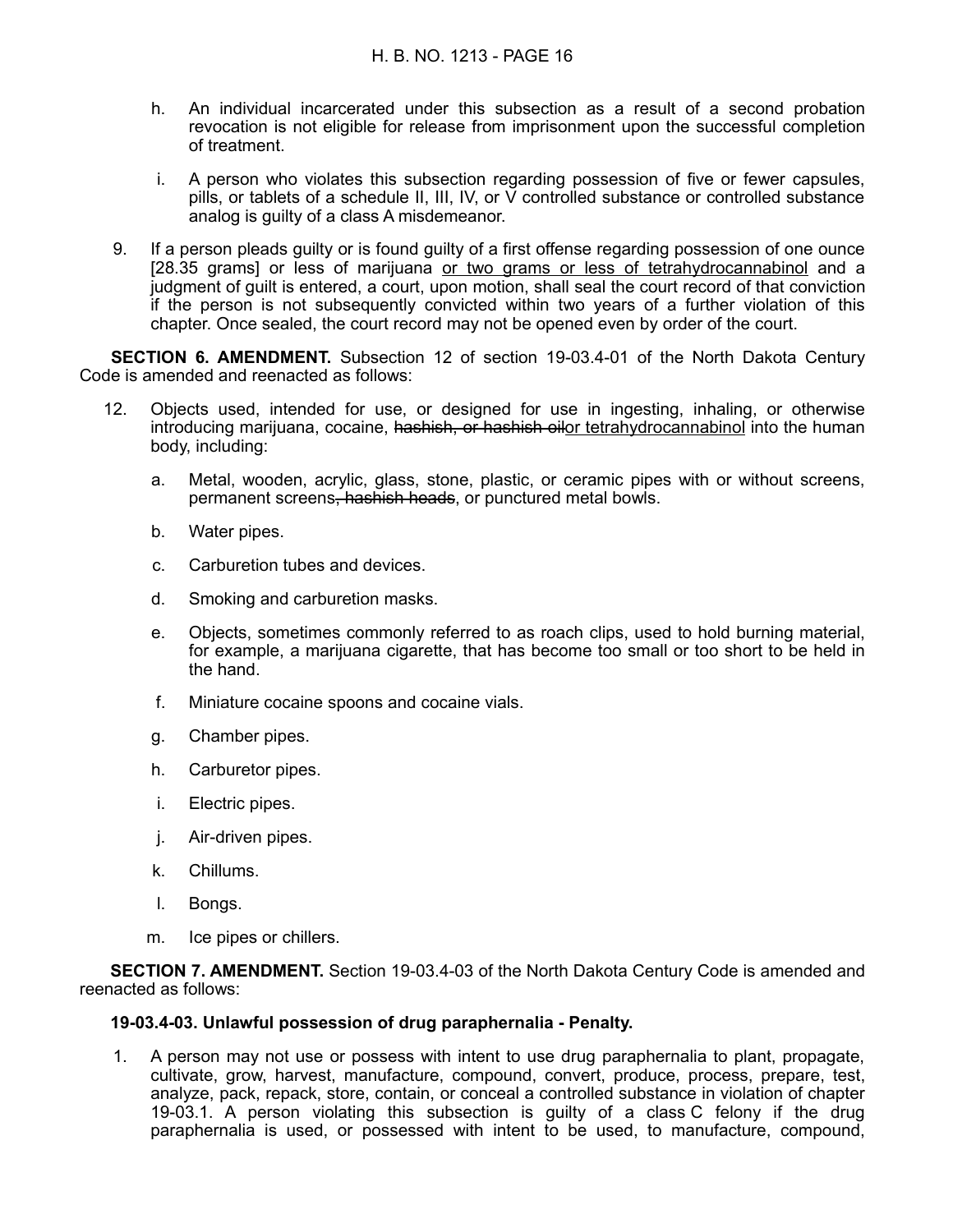h. An individual incarcerated under this subsection as a result of a second probation revocation is not eligible for release from imprisonment upon the successful completion of treatment.

i. A person who violates this subsection regarding possession of five or fewer capsules, pills, or tablets of a schedule II, III, IV, or V controlled substance or controlled substance analog is guilty of a class A misdemeanor.

9. If a person pleads guilty or is found guilty of a first offense regarding possession of one ounce [28.35 grams] or less of marijuana <u>or two grams or less of tetrahydrocannabinol</u> and a judgment of guilt is entered, a court, upon motion, shall seal the court record of that conviction if the person is not subsequently convicted within two years of a further violation of this chapter. Once sealed, the court record may not be opened even by order of the court.

**SECTION 6. AMENDMENT.** Subsection 12 of section 19-03.4-01 of the North Dakota Century Code is amended and reenacted as follows:

12. Objects used, intended for use, or designed for use in ingesting, inhaling, or otherwise introducing marijuana, cocaine, ~~hashish, or hashish oil~~<u>or tetrahydrocannabinol</u> into the human body, including:

    a. Metal, wooden, acrylic, glass, stone, plastic, or ceramic pipes with or without screens, permanent screens~~, hashish heads~~, or punctured metal bowls.

    b. Water pipes.

    c. Carburetion tubes and devices.

    d. Smoking and carburetion masks.

    e. Objects, sometimes commonly referred to as roach clips, used to hold burning material, for example, a marijuana cigarette, that has become too small or too short to be held in the hand.

    f. Miniature cocaine spoons and cocaine vials.

    g. Chamber pipes.

    h. Carburetor pipes.

    i. Electric pipes.

    j. Air-driven pipes.

    k. Chillums.

    l. Bongs.

    m. Ice pipes or chillers.

**SECTION 7. AMENDMENT.** Section 19-03.4-03 of the North Dakota Century Code is amended and reenacted as follows:

**19-03.4-03. Unlawful possession of drug paraphernalia - Penalty.**

1. A person may not use or possess with intent to use drug paraphernalia to plant, propagate, cultivate, grow, harvest, manufacture, compound, convert, produce, process, prepare, test, analyze, pack, repack, store, contain, or conceal a controlled substance in violation of chapter 19-03.1. A person violating this subsection is guilty of a class C felony if the drug paraphernalia is used, or possessed with intent to be used, to manufacture, compound,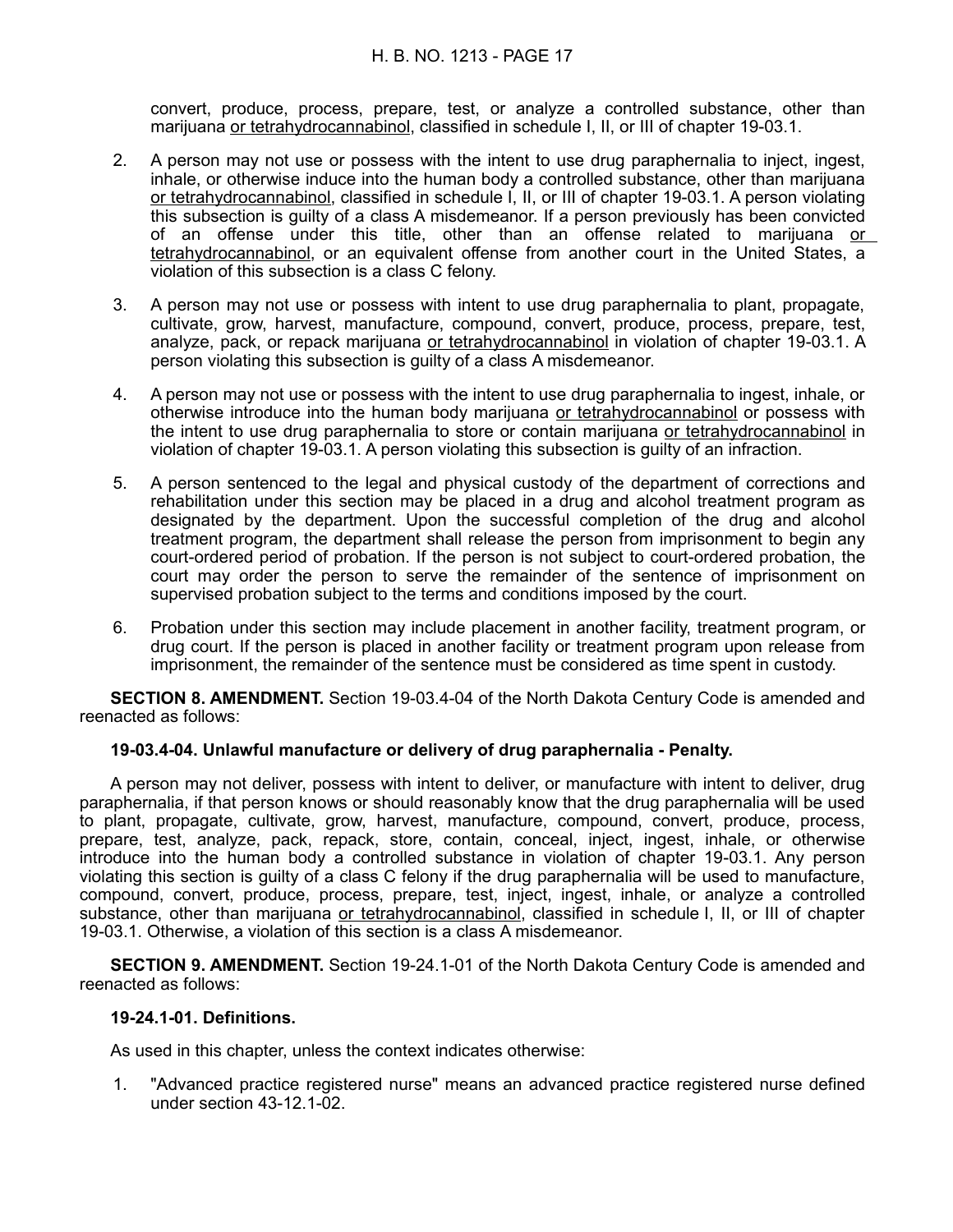convert, produce, process, prepare, test, or analyze a controlled substance, other than marijuana <u>or tetrahydrocannabinol</u>, classified in schedule I, II, or III of chapter 19-03.1.

2. A person may not use or possess with the intent to use drug paraphernalia to inject, ingest, inhale, or otherwise induce into the human body a controlled substance, other than marijuana <u>or tetrahydrocannabinol</u>, classified in schedule I, II, or III of chapter 19-03.1. A person violating this subsection is guilty of a class A misdemeanor. If a person previously has been convicted of an offense under this title, other than an offense related to marijuana <u>or tetrahydrocannabinol</u>, or an equivalent offense from another court in the United States, a violation of this subsection is a class C felony.

3. A person may not use or possess with intent to use drug paraphernalia to plant, propagate, cultivate, grow, harvest, manufacture, compound, convert, produce, process, prepare, test, analyze, pack, or repack marijuana <u>or tetrahydrocannabinol</u> in violation of chapter 19-03.1. A person violating this subsection is guilty of a class A misdemeanor.

4. A person may not use or possess with the intent to use drug paraphernalia to ingest, inhale, or otherwise introduce into the human body marijuana <u>or tetrahydrocannabinol</u> or possess with the intent to use drug paraphernalia to store or contain marijuana <u>or tetrahydrocannabinol</u> in violation of chapter 19-03.1. A person violating this subsection is guilty of an infraction.

5. A person sentenced to the legal and physical custody of the department of corrections and rehabilitation under this section may be placed in a drug and alcohol treatment program as designated by the department. Upon the successful completion of the drug and alcohol treatment program, the department shall release the person from imprisonment to begin any court-ordered period of probation. If the person is not subject to court-ordered probation, the court may order the person to serve the remainder of the sentence of imprisonment on supervised probation subject to the terms and conditions imposed by the court.

6. Probation under this section may include placement in another facility, treatment program, or drug court. If the person is placed in another facility or treatment program upon release from imprisonment, the remainder of the sentence must be considered as time spent in custody.

**SECTION 8. AMENDMENT.** Section 19-03.4-04 of the North Dakota Century Code is amended and reenacted as follows:

**19-03.4-04. Unlawful manufacture or delivery of drug paraphernalia - Penalty.**

A person may not deliver, possess with intent to deliver, or manufacture with intent to deliver, drug paraphernalia, if that person knows or should reasonably know that the drug paraphernalia will be used to plant, propagate, cultivate, grow, harvest, manufacture, compound, convert, produce, process, prepare, test, analyze, pack, repack, store, contain, conceal, inject, ingest, inhale, or otherwise introduce into the human body a controlled substance in violation of chapter 19-03.1. Any person violating this section is guilty of a class C felony if the drug paraphernalia will be used to manufacture, compound, convert, produce, process, prepare, test, inject, ingest, inhale, or analyze a controlled substance, other than marijuana <u>or tetrahydrocannabinol</u>, classified in schedule I, II, or III of chapter 19-03.1. Otherwise, a violation of this section is a class A misdemeanor.

**SECTION 9. AMENDMENT.** Section 19-24.1-01 of the North Dakota Century Code is amended and reenacted as follows:

**19-24.1-01. Definitions.**

As used in this chapter, unless the context indicates otherwise:

1. "Advanced practice registered nurse" means an advanced practice registered nurse defined under section 43-12.1-02.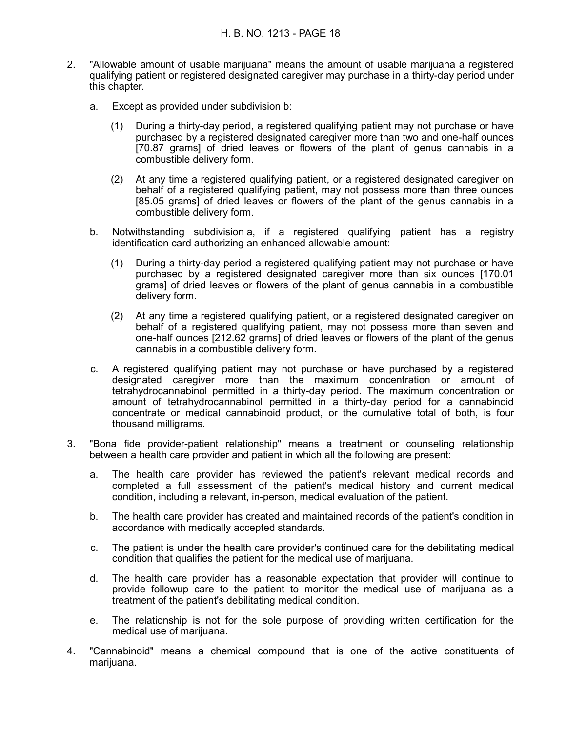2. "Allowable amount of usable marijuana" means the amount of usable marijuana a registered qualifying patient or registered designated caregiver may purchase in a thirty-day period under this chapter.

   a. Except as provided under subdivision b:

      (1) During a thirty-day period, a registered qualifying patient may not purchase or have purchased by a registered designated caregiver more than two and one-half ounces [70.87 grams] of dried leaves or flowers of the plant of genus cannabis in a combustible delivery form.

      (2) At any time a registered qualifying patient, or a registered designated caregiver on behalf of a registered qualifying patient, may not possess more than three ounces [85.05 grams] of dried leaves or flowers of the plant of the genus cannabis in a combustible delivery form.

   b. Notwithstanding subdivision a, if a registered qualifying patient has a registry identification card authorizing an enhanced allowable amount:

      (1) During a thirty-day period a registered qualifying patient may not purchase or have purchased by a registered designated caregiver more than six ounces [170.01 grams] of dried leaves or flowers of the plant of genus cannabis in a combustible delivery form.

      (2) At any time a registered qualifying patient, or a registered designated caregiver on behalf of a registered qualifying patient, may not possess more than seven and one-half ounces [212.62 grams] of dried leaves or flowers of the plant of the genus cannabis in a combustible delivery form.

   c. A registered qualifying patient may not purchase or have purchased by a registered designated caregiver more than the maximum concentration or amount of tetrahydrocannabinol permitted in a thirty-day period. The maximum concentration or amount of tetrahydrocannabinol permitted in a thirty-day period for a cannabinoid concentrate or medical cannabinoid product, or the cumulative total of both, is four thousand milligrams.

3. "Bona fide provider-patient relationship" means a treatment or counseling relationship between a health care provider and patient in which all the following are present:

   a. The health care provider has reviewed the patient's relevant medical records and completed a full assessment of the patient's medical history and current medical condition, including a relevant, in-person, medical evaluation of the patient.

   b. The health care provider has created and maintained records of the patient's condition in accordance with medically accepted standards.

   c. The patient is under the health care provider's continued care for the debilitating medical condition that qualifies the patient for the medical use of marijuana.

   d. The health care provider has a reasonable expectation that provider will continue to provide followup care to the patient to monitor the medical use of marijuana as a treatment of the patient's debilitating medical condition.

   e. The relationship is not for the sole purpose of providing written certification for the medical use of marijuana.

4. "Cannabinoid" means a chemical compound that is one of the active constituents of marijuana.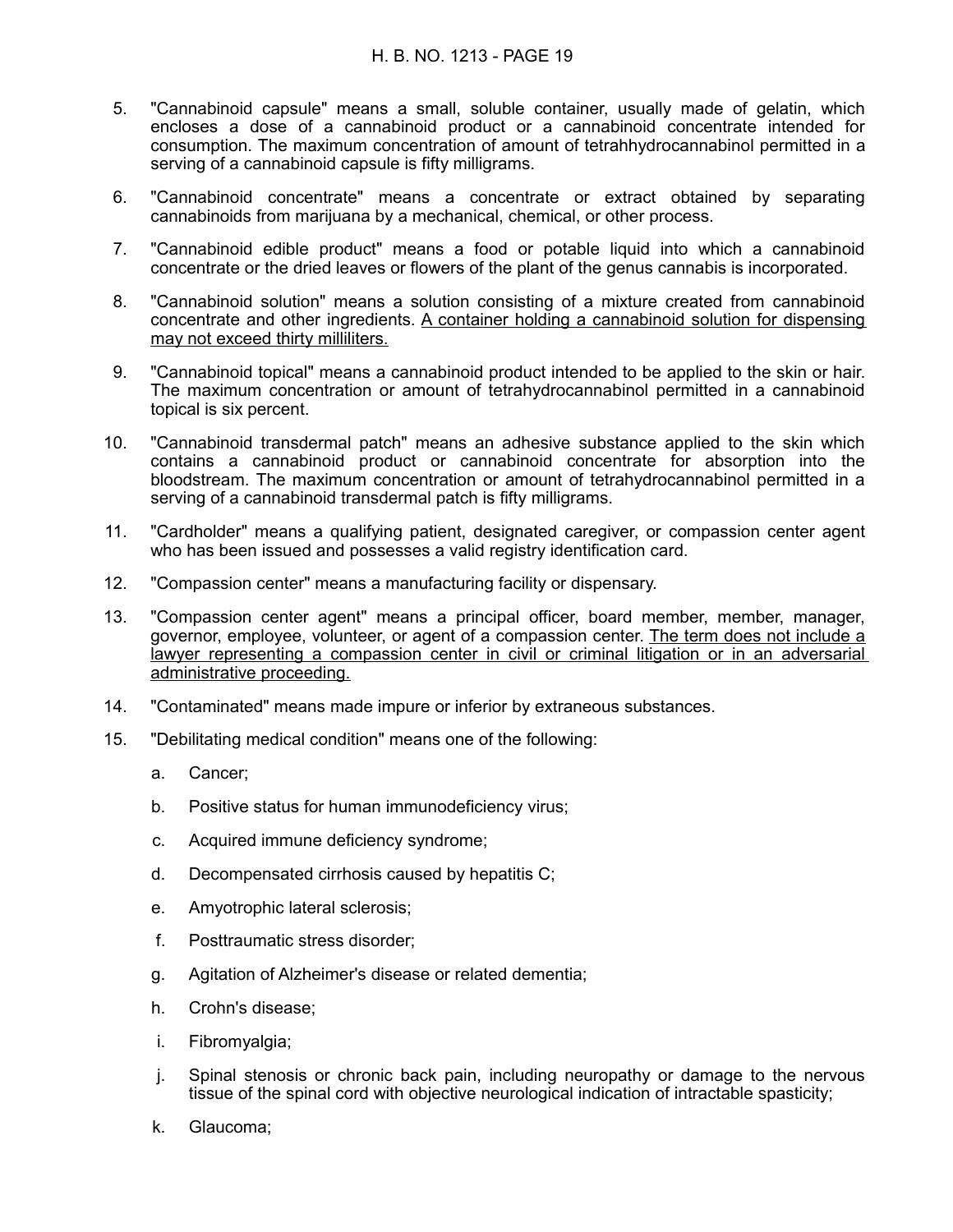5. "Cannabinoid capsule" means a small, soluble container, usually made of gelatin, which encloses a dose of a cannabinoid product or a cannabinoid concentrate intended for consumption. The maximum concentration of amount of tetrahhydrocannabinol permitted in a serving of a cannabinoid capsule is fifty milligrams.

6. "Cannabinoid concentrate" means a concentrate or extract obtained by separating cannabinoids from marijuana by a mechanical, chemical, or other process.

7. "Cannabinoid edible product" means a food or potable liquid into which a cannabinoid concentrate or the dried leaves or flowers of the plant of the genus cannabis is incorporated.

8. "Cannabinoid solution" means a solution consisting of a mixture created from cannabinoid concentrate and other ingredients. <u>A container holding a cannabinoid solution for dispensing may not exceed thirty milliliters.</u>

9. "Cannabinoid topical" means a cannabinoid product intended to be applied to the skin or hair. The maximum concentration or amount of tetrahydrocannabinol permitted in a cannabinoid topical is six percent.

10. "Cannabinoid transdermal patch" means an adhesive substance applied to the skin which contains a cannabinoid product or cannabinoid concentrate for absorption into the bloodstream. The maximum concentration or amount of tetrahydrocannabinol permitted in a serving of a cannabinoid transdermal patch is fifty milligrams.

11. "Cardholder" means a qualifying patient, designated caregiver, or compassion center agent who has been issued and possesses a valid registry identification card.

12. "Compassion center" means a manufacturing facility or dispensary.

13. "Compassion center agent" means a principal officer, board member, member, manager, governor, employee, volunteer, or agent of a compassion center. <u>The term does not include a lawyer representing a compassion center in civil or criminal litigation or in an adversarial administrative proceeding.</u>

14. "Contaminated" means made impure or inferior by extraneous substances.

15. "Debilitating medical condition" means one of the following:

    a. Cancer;

    b. Positive status for human immunodeficiency virus;

    c. Acquired immune deficiency syndrome;

    d. Decompensated cirrhosis caused by hepatitis C;

    e. Amyotrophic lateral sclerosis;

    f. Posttraumatic stress disorder;

    g. Agitation of Alzheimer's disease or related dementia;

    h. Crohn's disease;

    i. Fibromyalgia;

    j. Spinal stenosis or chronic back pain, including neuropathy or damage to the nervous tissue of the spinal cord with objective neurological indication of intractable spasticity;

    k. Glaucoma;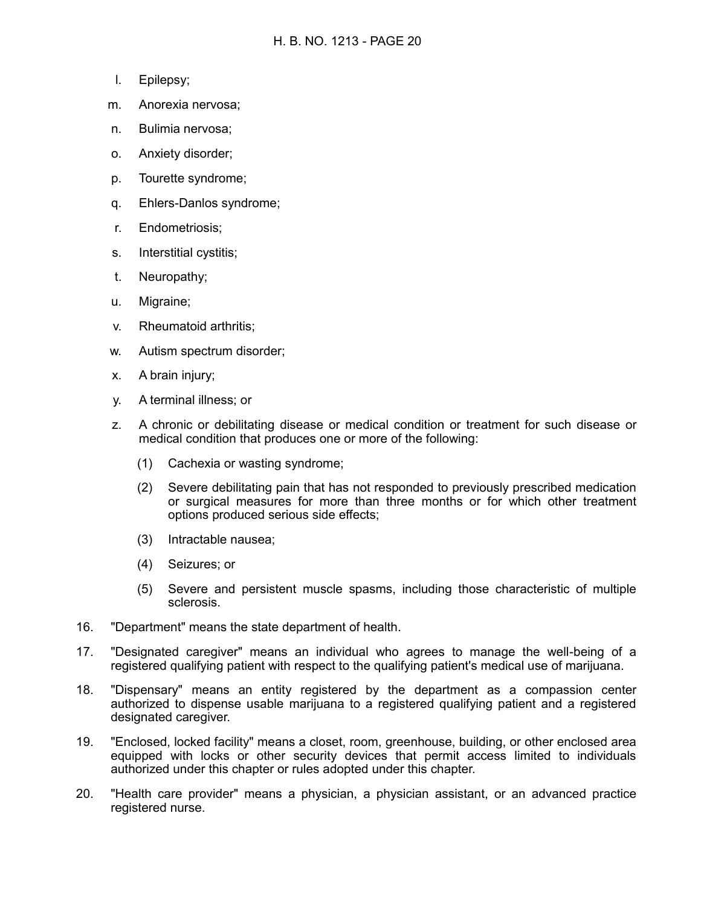l. Epilepsy;

m. Anorexia nervosa;

n. Bulimia nervosa;

o. Anxiety disorder;

p. Tourette syndrome;

q. Ehlers-Danlos syndrome;

r. Endometriosis;

s. Interstitial cystitis;

t. Neuropathy;

u. Migraine;

v. Rheumatoid arthritis;

w. Autism spectrum disorder;

x. A brain injury;

y. A terminal illness; or

z. A chronic or debilitating disease or medical condition or treatment for such disease or medical condition that produces one or more of the following:

   (1) Cachexia or wasting syndrome;

   (2) Severe debilitating pain that has not responded to previously prescribed medication or surgical measures for more than three months or for which other treatment options produced serious side effects;

   (3) Intractable nausea;

   (4) Seizures; or

   (5) Severe and persistent muscle spasms, including those characteristic of multiple sclerosis.

16. "Department" means the state department of health.

17. "Designated caregiver" means an individual who agrees to manage the well-being of a registered qualifying patient with respect to the qualifying patient's medical use of marijuana.

18. "Dispensary" means an entity registered by the department as a compassion center authorized to dispense usable marijuana to a registered qualifying patient and a registered designated caregiver.

19. "Enclosed, locked facility" means a closet, room, greenhouse, building, or other enclosed area equipped with locks or other security devices that permit access limited to individuals authorized under this chapter or rules adopted under this chapter.

20. "Health care provider" means a physician, a physician assistant, or an advanced practice registered nurse.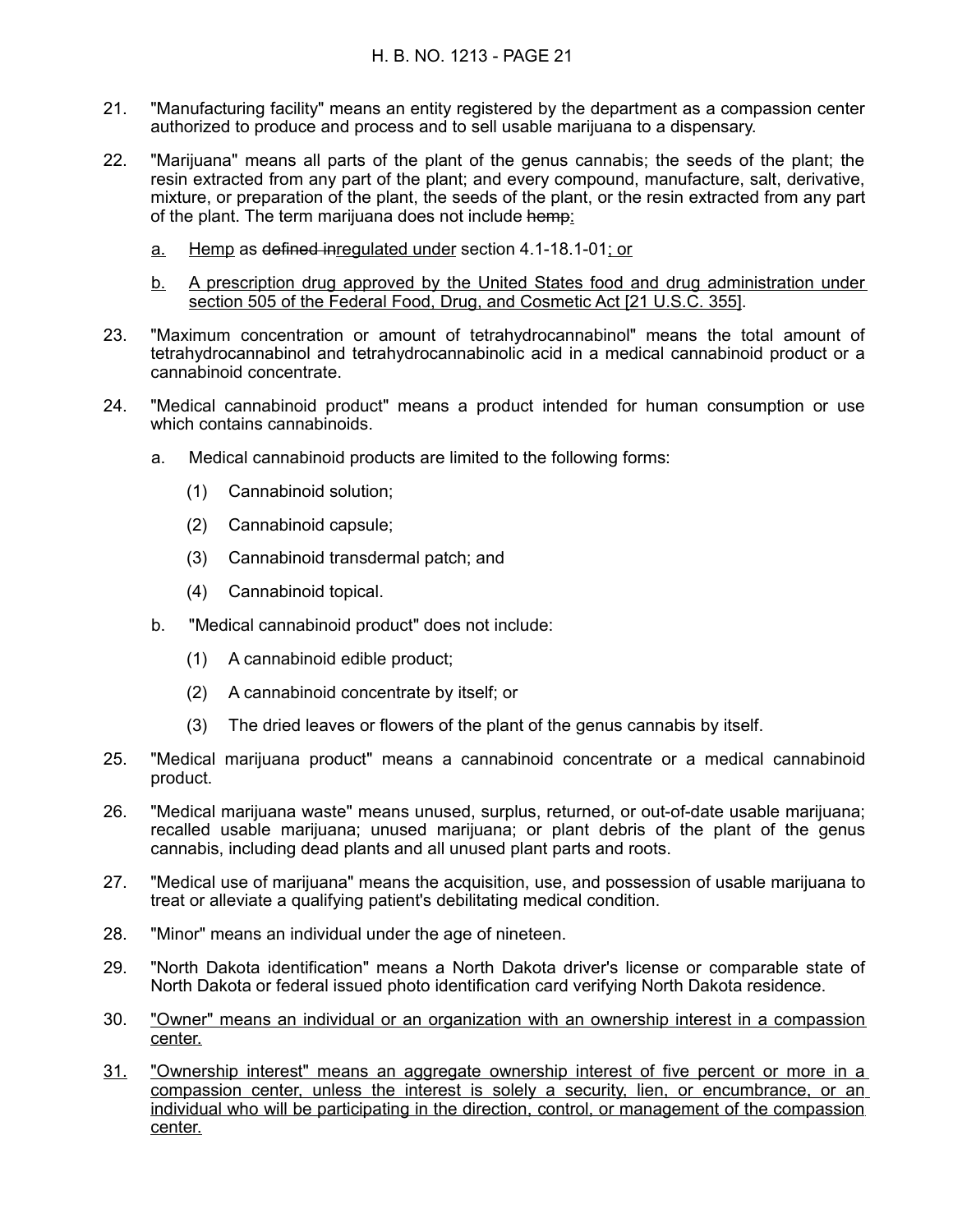21. "Manufacturing facility" means an entity registered by the department as a compassion center authorized to produce and process and to sell usable marijuana to a dispensary.

22. "Marijuana" means all parts of the plant of the genus cannabis; the seeds of the plant; the resin extracted from any part of the plant; and every compound, manufacture, salt, derivative, mixture, or preparation of the plant, the seeds of the plant, or the resin extracted from any part of the plant. The term marijuana does not include ~~hemp~~:

    a. Hemp as ~~defined in~~regulated under section 4.1-18.1-01; or

    b. A prescription drug approved by the United States food and drug administration under section 505 of the Federal Food, Drug, and Cosmetic Act [21 U.S.C. 355].

23. "Maximum concentration or amount of tetrahydrocannabinol" means the total amount of tetrahydrocannabinol and tetrahydrocannabinolic acid in a medical cannabinoid product or a cannabinoid concentrate.

24. "Medical cannabinoid product" means a product intended for human consumption or use which contains cannabinoids.

    a. Medical cannabinoid products are limited to the following forms:

        (1) Cannabinoid solution;

        (2) Cannabinoid capsule;

        (3) Cannabinoid transdermal patch; and

        (4) Cannabinoid topical.

    b. "Medical cannabinoid product" does not include:

        (1) A cannabinoid edible product;

        (2) A cannabinoid concentrate by itself; or

        (3) The dried leaves or flowers of the plant of the genus cannabis by itself.

25. "Medical marijuana product" means a cannabinoid concentrate or a medical cannabinoid product.

26. "Medical marijuana waste" means unused, surplus, returned, or out-of-date usable marijuana; recalled usable marijuana; unused marijuana; or plant debris of the plant of the genus cannabis, including dead plants and all unused plant parts and roots.

27. "Medical use of marijuana" means the acquisition, use, and possession of usable marijuana to treat or alleviate a qualifying patient's debilitating medical condition.

28. "Minor" means an individual under the age of nineteen.

29. "North Dakota identification" means a North Dakota driver's license or comparable state of North Dakota or federal issued photo identification card verifying North Dakota residence.

30. "Owner" means an individual or an organization with an ownership interest in a compassion center.

31. "Ownership interest" means an aggregate ownership interest of five percent or more in a compassion center, unless the interest is solely a security, lien, or encumbrance, or an individual who will be participating in the direction, control, or management of the compassion center.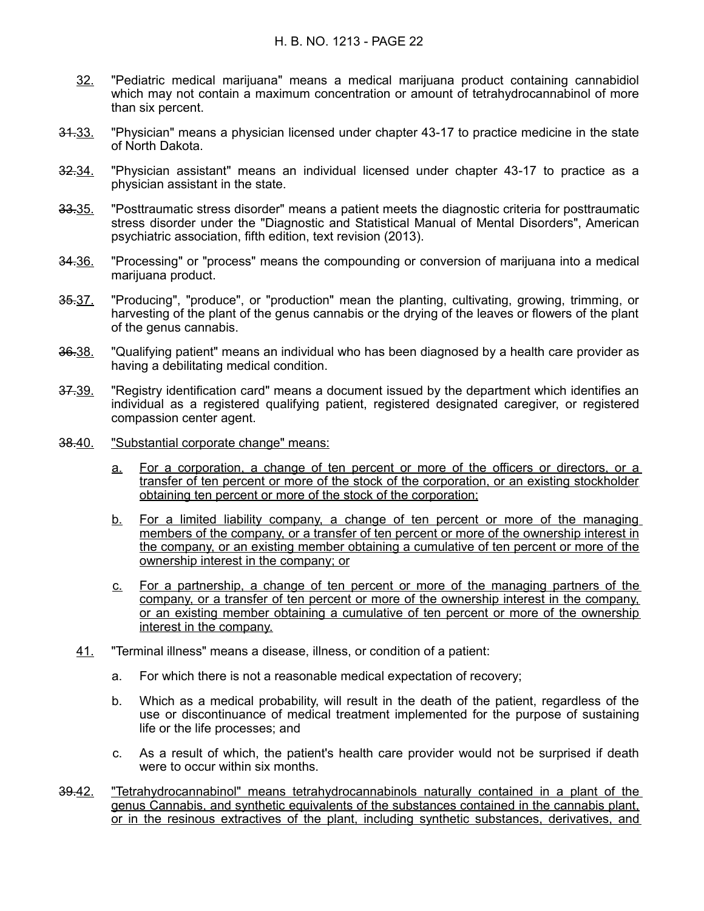32. "Pediatric medical marijuana" means a medical marijuana product containing cannabidiol which may not contain a maximum concentration or amount of tetrahydrocannabinol of more than six percent.

~~31.~~33. "Physician" means a physician licensed under chapter 43-17 to practice medicine in the state of North Dakota.

~~32.~~34. "Physician assistant" means an individual licensed under chapter 43-17 to practice as a physician assistant in the state.

~~33.~~35. "Posttraumatic stress disorder" means a patient meets the diagnostic criteria for posttraumatic stress disorder under the "Diagnostic and Statistical Manual of Mental Disorders", American psychiatric association, fifth edition, text revision (2013).

~~34.~~36. "Processing" or "process" means the compounding or conversion of marijuana into a medical marijuana product.

~~35.~~37. "Producing", "produce", or "production" mean the planting, cultivating, growing, trimming, or harvesting of the plant of the genus cannabis or the drying of the leaves or flowers of the plant of the genus cannabis.

~~36.~~38. "Qualifying patient" means an individual who has been diagnosed by a health care provider as having a debilitating medical condition.

~~37.~~39. "Registry identification card" means a document issued by the department which identifies an individual as a registered qualifying patient, registered designated caregiver, or registered compassion center agent.

~~38.~~40. "Substantial corporate change" means:

a. For a corporation, a change of ten percent or more of the officers or directors, or a transfer of ten percent or more of the stock of the corporation, or an existing stockholder obtaining ten percent or more of the stock of the corporation;

b. For a limited liability company, a change of ten percent or more of the managing members of the company, or a transfer of ten percent or more of the ownership interest in the company, or an existing member obtaining a cumulative of ten percent or more of the ownership interest in the company; or

c. For a partnership, a change of ten percent or more of the managing partners of the company, or a transfer of ten percent or more of the ownership interest in the company, or an existing member obtaining a cumulative of ten percent or more of the ownership interest in the company.

41. "Terminal illness" means a disease, illness, or condition of a patient:

a. For which there is not a reasonable medical expectation of recovery;

b. Which as a medical probability, will result in the death of the patient, regardless of the use or discontinuance of medical treatment implemented for the purpose of sustaining life or the life processes; and

c. As a result of which, the patient's health care provider would not be surprised if death were to occur within six months.

~~39.~~42. "Tetrahydrocannabinol" means tetrahydrocannabinols naturally contained in a plant of the genus Cannabis, and synthetic equivalents of the substances contained in the cannabis plant, or in the resinous extractives of the plant, including synthetic substances, derivatives, and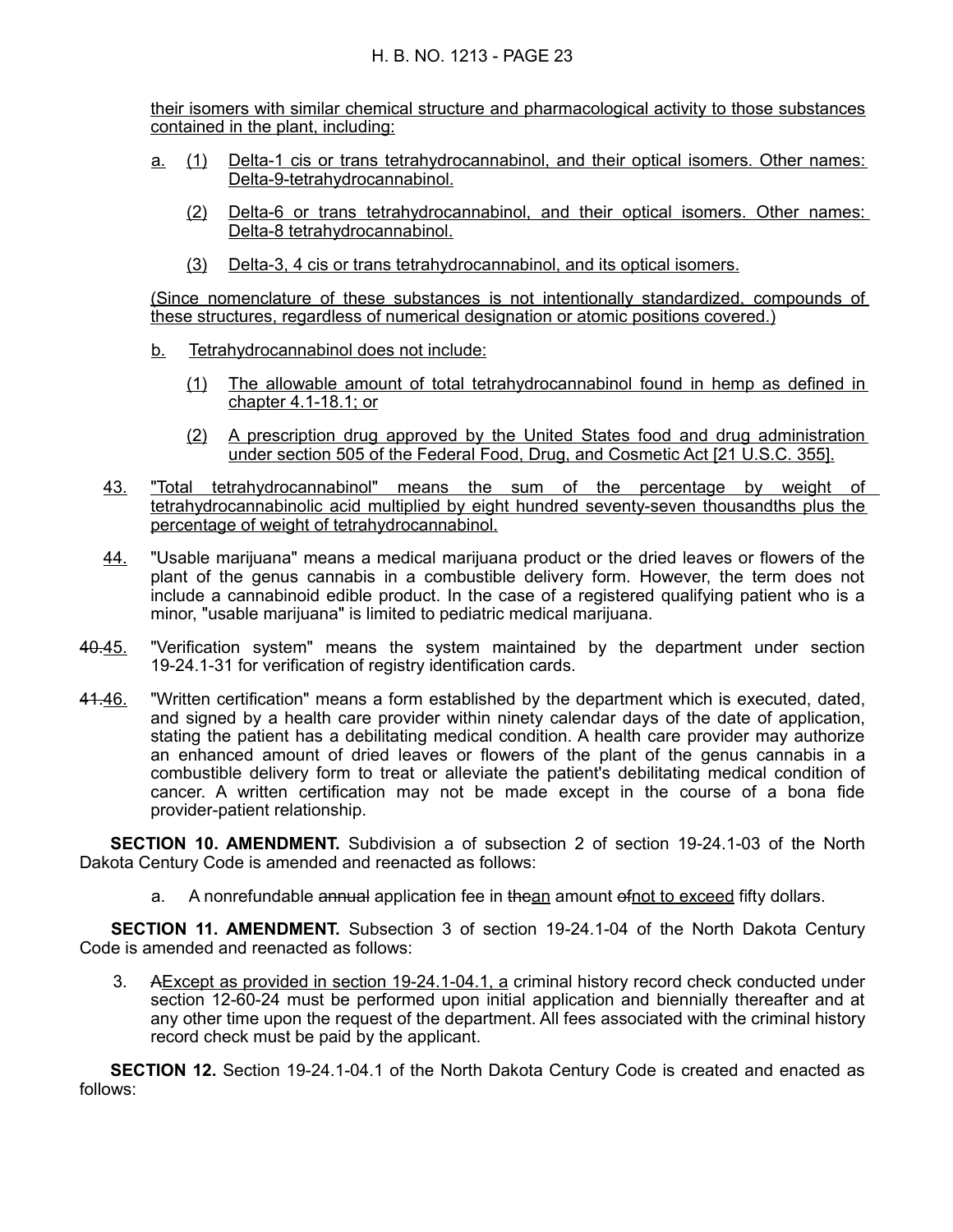their isomers with similar chemical structure and pharmacological activity to those substances contained in the plant, including:

a. (1) Delta-1 cis or trans tetrahydrocannabinol, and their optical isomers. Other names: Delta-9-tetrahydrocannabinol.

(2) Delta-6 or trans tetrahydrocannabinol, and their optical isomers. Other names: Delta-8 tetrahydrocannabinol.

(3) Delta-3, 4 cis or trans tetrahydrocannabinol, and its optical isomers.

(Since nomenclature of these substances is not intentionally standardized, compounds of these structures, regardless of numerical designation or atomic positions covered.)

b. Tetrahydrocannabinol does not include:

(1) The allowable amount of total tetrahydrocannabinol found in hemp as defined in chapter 4.1-18.1; or

(2) A prescription drug approved by the United States food and drug administration under section 505 of the Federal Food, Drug, and Cosmetic Act [21 U.S.C. 355].

43. "Total tetrahydrocannabinol" means the sum of the percentage by weight of tetrahydrocannabinolic acid multiplied by eight hundred seventy-seven thousandths plus the percentage of weight of tetrahydrocannabinol.

44. "Usable marijuana" means a medical marijuana product or the dried leaves or flowers of the plant of the genus cannabis in a combustible delivery form. However, the term does not include a cannabinoid edible product. In the case of a registered qualifying patient who is a minor, "usable marijuana" is limited to pediatric medical marijuana.

~~40.~~45. "Verification system" means the system maintained by the department under section 19-24.1-31 for verification of registry identification cards.

~~41.~~46. "Written certification" means a form established by the department which is executed, dated, and signed by a health care provider within ninety calendar days of the date of application, stating the patient has a debilitating medical condition. A health care provider may authorize an enhanced amount of dried leaves or flowers of the plant of the genus cannabis in a combustible delivery form to treat or alleviate the patient's debilitating medical condition of cancer. A written certification may not be made except in the course of a bona fide provider-patient relationship.

**SECTION 10. AMENDMENT.** Subdivision a of subsection 2 of section 19-24.1-03 of the North Dakota Century Code is amended and reenacted as follows:

a. A nonrefundable ~~annual~~ application fee in ~~the~~an amount ~~of~~not to exceed fifty dollars.

**SECTION 11. AMENDMENT.** Subsection 3 of section 19-24.1-04 of the North Dakota Century Code is amended and reenacted as follows:

3. ~~A~~Except as provided in section 19-24.1-04.1, a criminal history record check conducted under section 12-60-24 must be performed upon initial application and biennially thereafter and at any other time upon the request of the department. All fees associated with the criminal history record check must be paid by the applicant.

**SECTION 12.** Section 19-24.1-04.1 of the North Dakota Century Code is created and enacted as follows: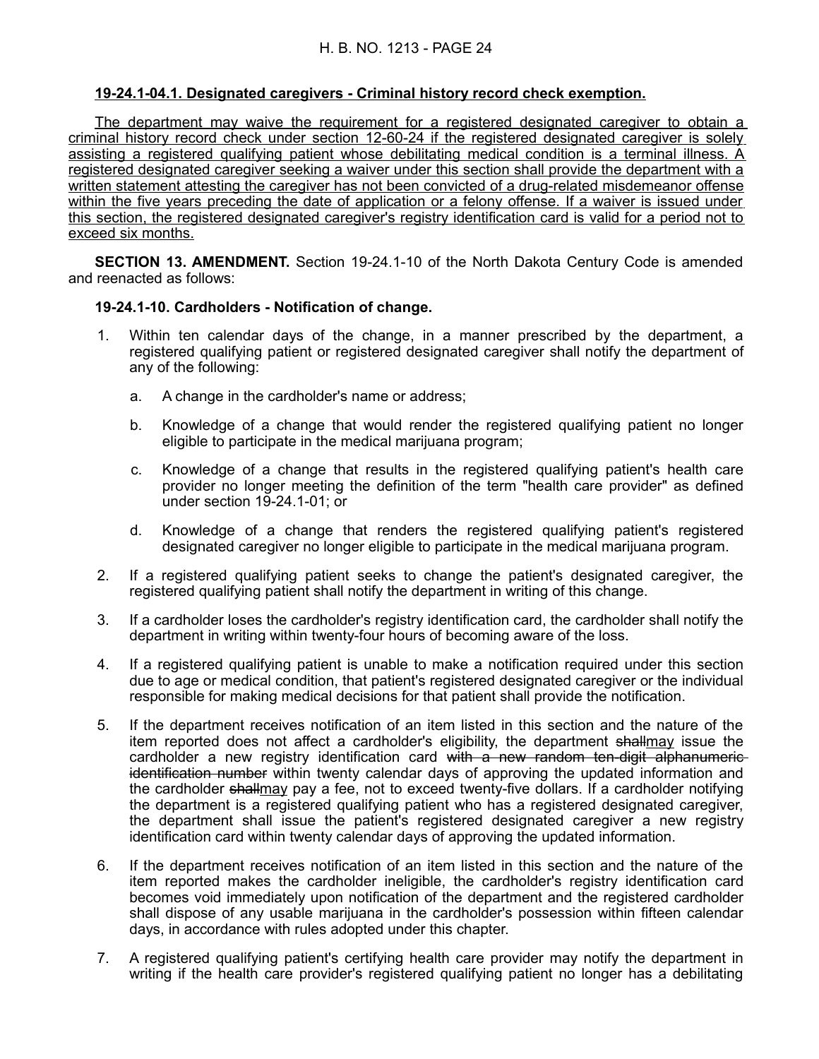**19-24.1-04.1. Designated caregivers - Criminal history record check exemption.**

The department may waive the requirement for a registered designated caregiver to obtain a criminal history record check under section 12-60-24 if the registered designated caregiver is solely assisting a registered qualifying patient whose debilitating medical condition is a terminal illness. A registered designated caregiver seeking a waiver under this section shall provide the department with a written statement attesting the caregiver has not been convicted of a drug-related misdemeanor offense within the five years preceding the date of application or a felony offense. If a waiver is issued under this section, the registered designated caregiver's registry identification card is valid for a period not to exceed six months.

**SECTION 13. AMENDMENT.** Section 19-24.1-10 of the North Dakota Century Code is amended and reenacted as follows:

**19-24.1-10. Cardholders - Notification of change.**

1. Within ten calendar days of the change, in a manner prescribed by the department, a registered qualifying patient or registered designated caregiver shall notify the department of any of the following:

   a. A change in the cardholder's name or address;

   b. Knowledge of a change that would render the registered qualifying patient no longer eligible to participate in the medical marijuana program;

   c. Knowledge of a change that results in the registered qualifying patient's health care provider no longer meeting the definition of the term "health care provider" as defined under section 19-24.1-01; or

   d. Knowledge of a change that renders the registered qualifying patient's registered designated caregiver no longer eligible to participate in the medical marijuana program.

2. If a registered qualifying patient seeks to change the patient's designated caregiver, the registered qualifying patient shall notify the department in writing of this change.

3. If a cardholder loses the cardholder's registry identification card, the cardholder shall notify the department in writing within twenty-four hours of becoming aware of the loss.

4. If a registered qualifying patient is unable to make a notification required under this section due to age or medical condition, that patient's registered designated caregiver or the individual responsible for making medical decisions for that patient shall provide the notification.

5. If the department receives notification of an item listed in this section and the nature of the item reported does not affect a cardholder's eligibility, the department ~~shall~~may issue the cardholder a new registry identification card ~~with a new random ten-digit alphanumeric identification number~~ within twenty calendar days of approving the updated information and the cardholder ~~shall~~may pay a fee, not to exceed twenty-five dollars. If a cardholder notifying the department is a registered qualifying patient who has a registered designated caregiver, the department shall issue the patient's registered designated caregiver a new registry identification card within twenty calendar days of approving the updated information.

6. If the department receives notification of an item listed in this section and the nature of the item reported makes the cardholder ineligible, the cardholder's registry identification card becomes void immediately upon notification of the department and the registered cardholder shall dispose of any usable marijuana in the cardholder's possession within fifteen calendar days, in accordance with rules adopted under this chapter.

7. A registered qualifying patient's certifying health care provider may notify the department in writing if the health care provider's registered qualifying patient no longer has a debilitating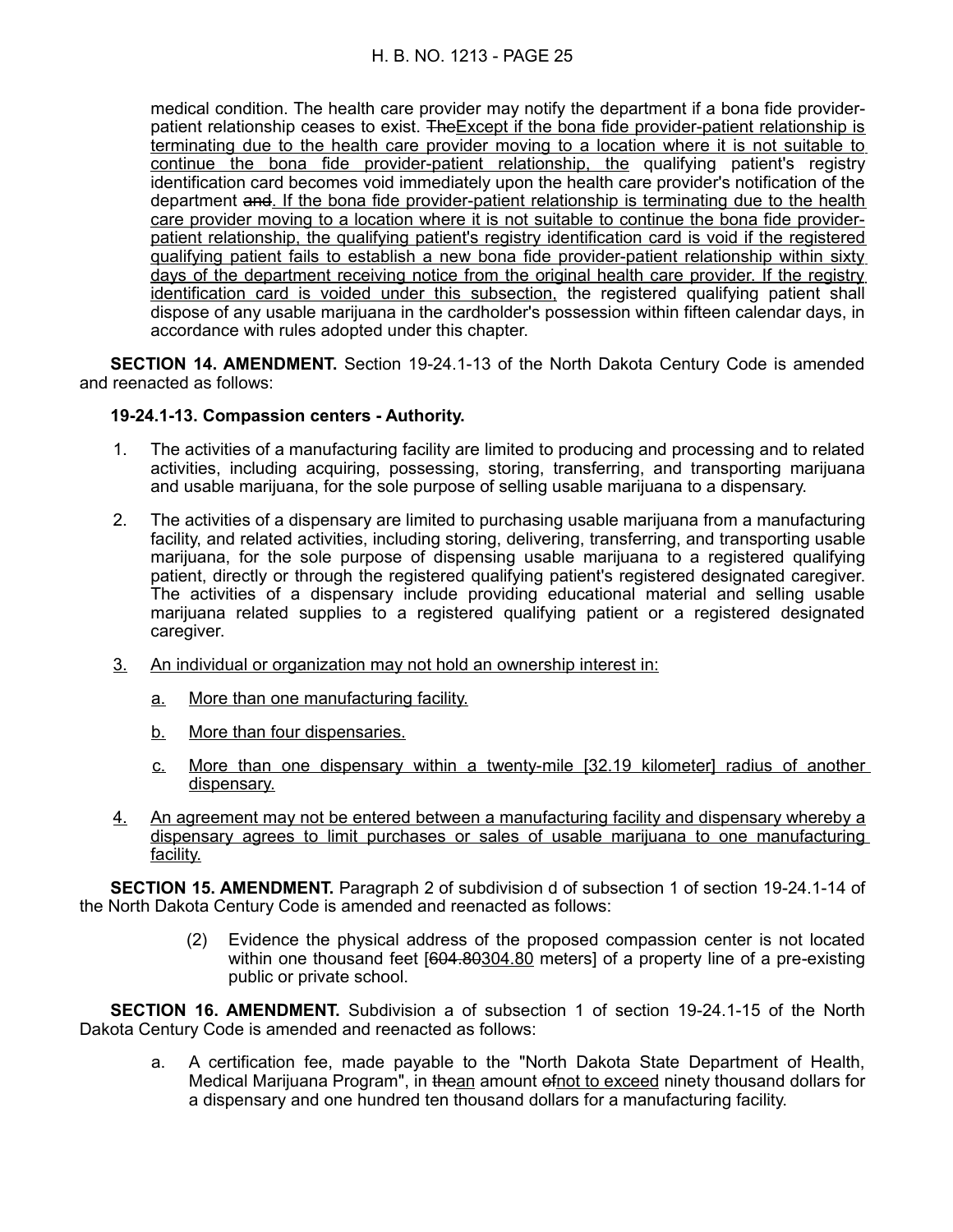medical condition. The health care provider may notify the department if a bona fide provider-patient relationship ceases to exist. ~~The~~Except if the bona fide provider-patient relationship is terminating due to the health care provider moving to a location where it is not suitable to continue the bona fide provider-patient relationship, the qualifying patient's registry identification card becomes void immediately upon the health care provider's notification of the department ~~and~~. If the bona fide provider-patient relationship is terminating due to the health care provider moving to a location where it is not suitable to continue the bona fide provider-patient relationship, the qualifying patient's registry identification card is void if the registered qualifying patient fails to establish a new bona fide provider-patient relationship within sixty days of the department receiving notice from the original health care provider. If the registry identification card is voided under this subsection, the registered qualifying patient shall dispose of any usable marijuana in the cardholder's possession within fifteen calendar days, in accordance with rules adopted under this chapter.

**SECTION 14. AMENDMENT.** Section 19-24.1-13 of the North Dakota Century Code is amended and reenacted as follows:

**19-24.1-13. Compassion centers - Authority.**

1. The activities of a manufacturing facility are limited to producing and processing and to related activities, including acquiring, possessing, storing, transferring, and transporting marijuana and usable marijuana, for the sole purpose of selling usable marijuana to a dispensary.

2. The activities of a dispensary are limited to purchasing usable marijuana from a manufacturing facility, and related activities, including storing, delivering, transferring, and transporting usable marijuana, for the sole purpose of dispensing usable marijuana to a registered qualifying patient, directly or through the registered qualifying patient's registered designated caregiver. The activities of a dispensary include providing educational material and selling usable marijuana related supplies to a registered qualifying patient or a registered designated caregiver.

3. An individual or organization may not hold an ownership interest in:

   a. More than one manufacturing facility.

   b. More than four dispensaries.

   c. More than one dispensary within a twenty-mile [32.19 kilometer] radius of another dispensary.

4. An agreement may not be entered between a manufacturing facility and dispensary whereby a dispensary agrees to limit purchases or sales of usable marijuana to one manufacturing facility.

**SECTION 15. AMENDMENT.** Paragraph 2 of subdivision d of subsection 1 of section 19-24.1-14 of the North Dakota Century Code is amended and reenacted as follows:

(2) Evidence the physical address of the proposed compassion center is not located within one thousand feet [~~604.80~~304.80 meters] of a property line of a pre-existing public or private school.

**SECTION 16. AMENDMENT.** Subdivision a of subsection 1 of section 19-24.1-15 of the North Dakota Century Code is amended and reenacted as follows:

a. A certification fee, made payable to the "North Dakota State Department of Health, Medical Marijuana Program", in ~~the~~an amount ~~of~~not to exceed ninety thousand dollars for a dispensary and one hundred ten thousand dollars for a manufacturing facility.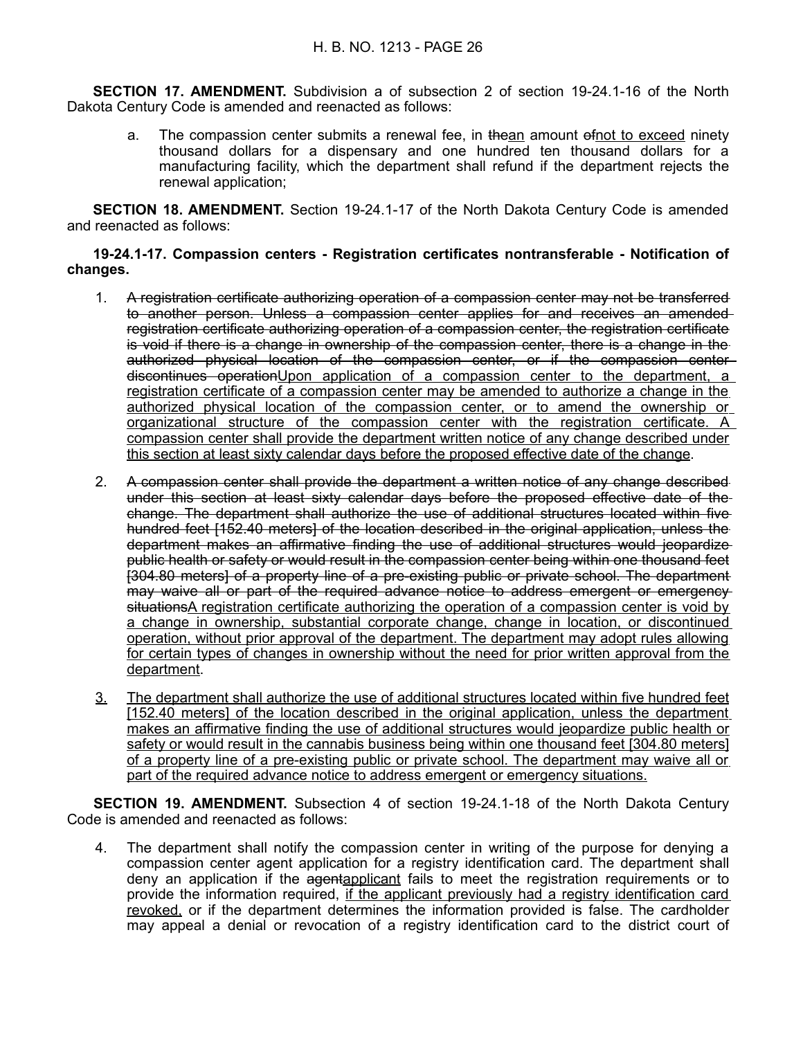**SECTION 17. AMENDMENT.** Subdivision a of subsection 2 of section 19-24.1-16 of the North Dakota Century Code is amended and reenacted as follows:

a. The compassion center submits a renewal fee, in ~~the~~<u>an</u> amount ~~of~~<u>not to exceed</u> ninety thousand dollars for a dispensary and one hundred ten thousand dollars for a manufacturing facility, which the department shall refund if the department rejects the renewal application;

**SECTION 18. AMENDMENT.** Section 19-24.1-17 of the North Dakota Century Code is amended and reenacted as follows:

**19-24.1-17. Compassion centers - Registration certificates nontransferable - Notification of changes.**

1. ~~A registration certificate authorizing operation of a compassion center may not be transferred to another person. Unless a compassion center applies for and receives an amended registration certificate authorizing operation of a compassion center, the registration certificate is void if there is a change in ownership of the compassion center, there is a change in the authorized physical location of the compassion center, or if the compassion center discontinues operation~~<u>Upon application of a compassion center to the department, a registration certificate of a compassion center may be amended to authorize a change in the authorized physical location of the compassion center, or to amend the ownership or organizational structure of the compassion center with the registration certificate. A compassion center shall provide the department written notice of any change described under this section at least sixty calendar days before the proposed effective date of the change</u>.

2. ~~A compassion center shall provide the department a written notice of any change described under this section at least sixty calendar days before the proposed effective date of the change. The department shall authorize the use of additional structures located within five hundred feet [152.40 meters] of the location described in the original application, unless the department makes an affirmative finding the use of additional structures would jeopardize public health or safety or would result in the compassion center being within one thousand feet [304.80 meters] of a property line of a pre-existing public or private school. The department may waive all or part of the required advance notice to address emergent or emergency situations~~<u>A registration certificate authorizing the operation of a compassion center is void by a change in ownership, substantial corporate change, change in location, or discontinued operation, without prior approval of the department. The department may adopt rules allowing for certain types of changes in ownership without the need for prior written approval from the department</u>.

<u>3.</u> <u>The department shall authorize the use of additional structures located within five hundred feet [152.40 meters] of the location described in the original application, unless the department makes an affirmative finding the use of additional structures would jeopardize public health or safety or would result in the cannabis business being within one thousand feet [304.80 meters] of a property line of a pre-existing public or private school. The department may waive all or part of the required advance notice to address emergent or emergency situations.</u>

**SECTION 19. AMENDMENT.** Subsection 4 of section 19-24.1-18 of the North Dakota Century Code is amended and reenacted as follows:

4. The department shall notify the compassion center in writing of the purpose for denying a compassion center agent application for a registry identification card. The department shall deny an application if the ~~agent~~<u>applicant</u> fails to meet the registration requirements or to provide the information required, <u>if the applicant previously had a registry identification card revoked,</u> or if the department determines the information provided is false. The cardholder may appeal a denial or revocation of a registry identification card to the district court of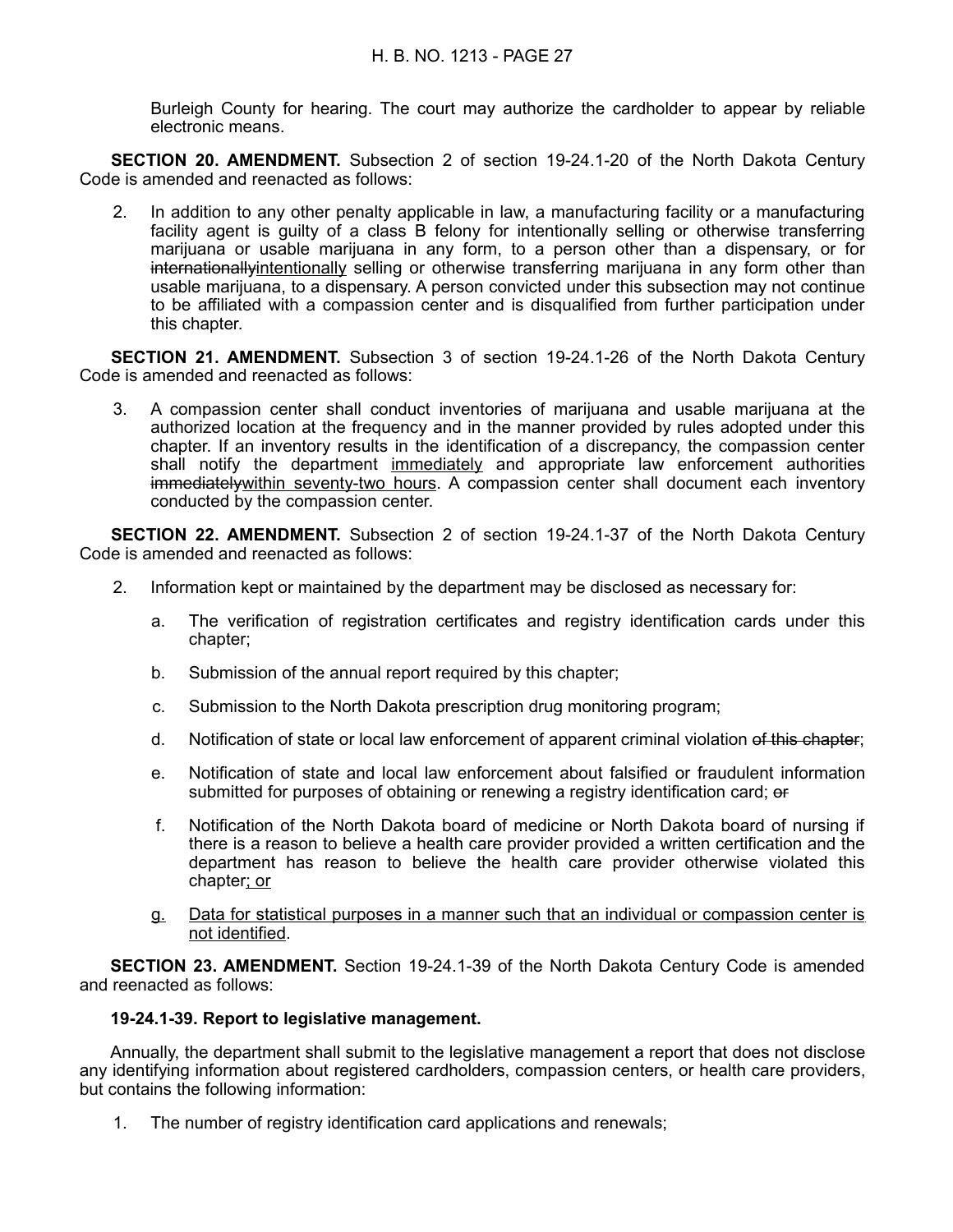Burleigh County for hearing. The court may authorize the cardholder to appear by reliable electronic means.

**SECTION 20. AMENDMENT.** Subsection 2 of section 19-24.1-20 of the North Dakota Century Code is amended and reenacted as follows:

2. In addition to any other penalty applicable in law, a manufacturing facility or a manufacturing facility agent is guilty of a class B felony for intentionally selling or otherwise transferring marijuana or usable marijuana in any form, to a person other than a dispensary, or for ~~internationally~~<u>intentionally</u> selling or otherwise transferring marijuana in any form other than usable marijuana, to a dispensary. A person convicted under this subsection may not continue to be affiliated with a compassion center and is disqualified from further participation under this chapter.

**SECTION 21. AMENDMENT.** Subsection 3 of section 19-24.1-26 of the North Dakota Century Code is amended and reenacted as follows:

3. A compassion center shall conduct inventories of marijuana and usable marijuana at the authorized location at the frequency and in the manner provided by rules adopted under this chapter. If an inventory results in the identification of a discrepancy, the compassion center shall notify the department <u>immediately</u> and appropriate law enforcement authorities ~~immediately~~<u>within seventy-two hours</u>. A compassion center shall document each inventory conducted by the compassion center.

**SECTION 22. AMENDMENT.** Subsection 2 of section 19-24.1-37 of the North Dakota Century Code is amended and reenacted as follows:

2. Information kept or maintained by the department may be disclosed as necessary for:

   a. The verification of registration certificates and registry identification cards under this chapter;

   b. Submission of the annual report required by this chapter;

   c. Submission to the North Dakota prescription drug monitoring program;

   d. Notification of state or local law enforcement of apparent criminal violation ~~of this chapter~~;

   e. Notification of state and local law enforcement about falsified or fraudulent information submitted for purposes of obtaining or renewing a registry identification card; ~~or~~

   f. Notification of the North Dakota board of medicine or North Dakota board of nursing if there is a reason to believe a health care provider provided a written certification and the department has reason to believe the health care provider otherwise violated this chapter<u>; or</u>

   <u>g.</u> <u>Data for statistical purposes in a manner such that an individual or compassion center is not identified</u>.

**SECTION 23. AMENDMENT.** Section 19-24.1-39 of the North Dakota Century Code is amended and reenacted as follows:

**19-24.1-39. Report to legislative management.**

Annually, the department shall submit to the legislative management a report that does not disclose any identifying information about registered cardholders, compassion centers, or health care providers, but contains the following information:

1. The number of registry identification card applications and renewals;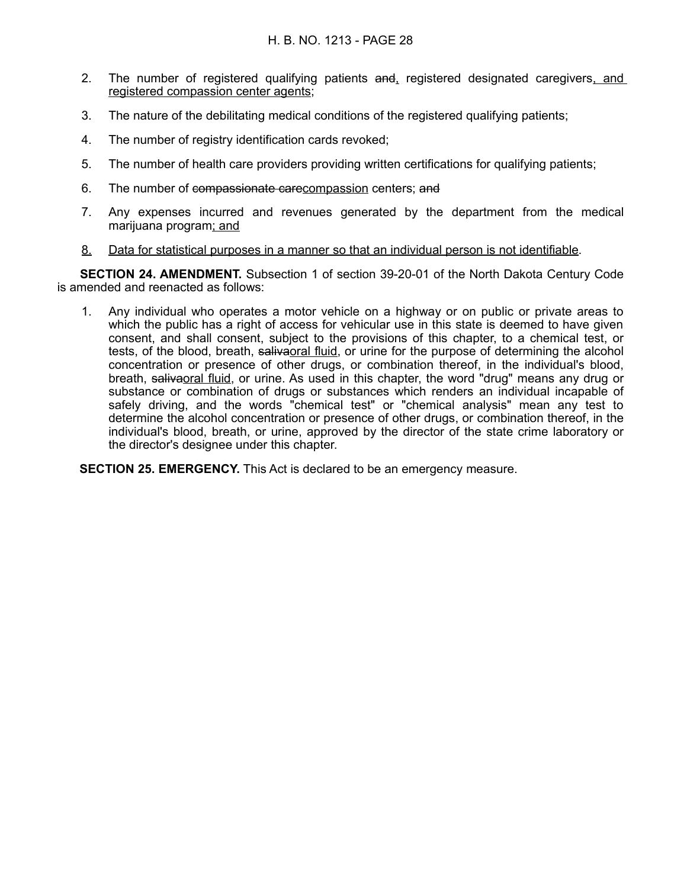2. The number of registered qualifying patients ~~and~~<u>,</u> registered designated caregivers<u>, and registered compassion center agents</u>;

3. The nature of the debilitating medical conditions of the registered qualifying patients;

4. The number of registry identification cards revoked;

5. The number of health care providers providing written certifications for qualifying patients;

6. The number of ~~compassionate care~~<u>compassion</u> centers; ~~and~~

7. Any expenses incurred and revenues generated by the department from the medical marijuana program<u>; and</u>

8. <u>Data for statistical purposes in a manner so that an individual person is not identifiable</u>.

**SECTION 24. AMENDMENT.** Subsection 1 of section 39-20-01 of the North Dakota Century Code is amended and reenacted as follows:

1. Any individual who operates a motor vehicle on a highway or on public or private areas to which the public has a right of access for vehicular use in this state is deemed to have given consent, and shall consent, subject to the provisions of this chapter, to a chemical test, or tests, of the blood, breath, ~~saliva~~<u>oral fluid</u>, or urine for the purpose of determining the alcohol concentration or presence of other drugs, or combination thereof, in the individual's blood, breath, ~~saliva~~<u>oral fluid</u>, or urine. As used in this chapter, the word "drug" means any drug or substance or combination of drugs or substances which renders an individual incapable of safely driving, and the words "chemical test" or "chemical analysis" mean any test to determine the alcohol concentration or presence of other drugs, or combination thereof, in the individual's blood, breath, or urine, approved by the director of the state crime laboratory or the director's designee under this chapter.

**SECTION 25. EMERGENCY.** This Act is declared to be an emergency measure.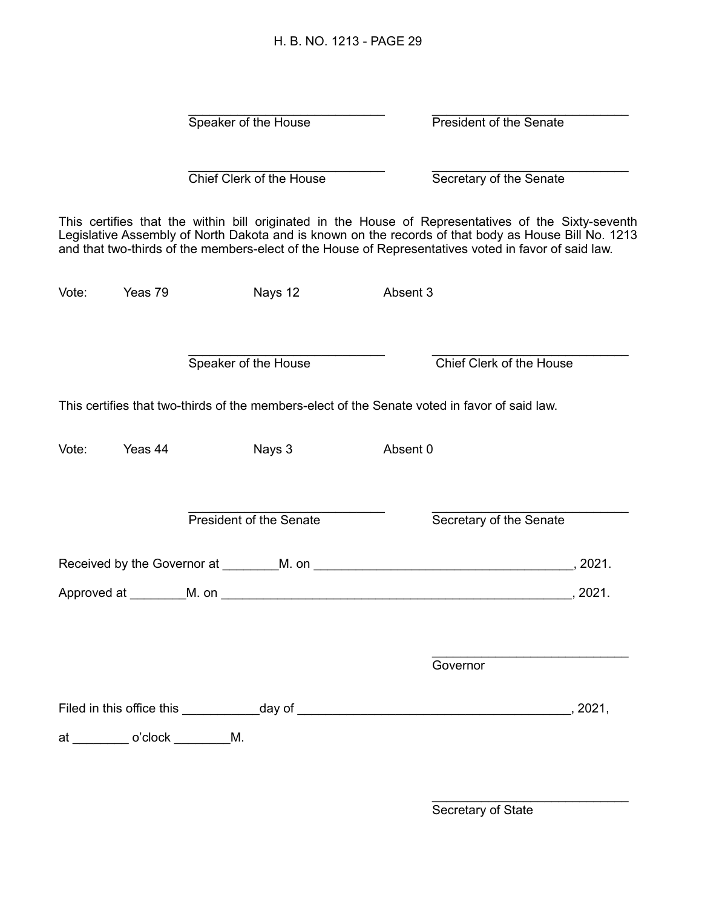\_\_\_\_\_\_\_\_\_\_\_\_\_\_\_\_\_\_\_\_\_\_\_\_\_\_\_\_ Speaker of the House

\_\_\_\_\_\_\_\_\_\_\_\_\_\_\_\_\_\_\_\_\_\_\_\_\_\_\_\_ President of the Senate

\_\_\_\_\_\_\_\_\_\_\_\_\_\_\_\_\_\_\_\_\_\_\_\_\_\_\_\_ Chief Clerk of the House

\_\_\_\_\_\_\_\_\_\_\_\_\_\_\_\_\_\_\_\_\_\_\_\_\_\_\_\_ Secretary of the Senate

This certifies that the within bill originated in the House of Representatives of the Sixty-seventh Legislative Assembly of North Dakota and is known on the records of that body as House Bill No. 1213 and that two-thirds of the members-elect of the House of Representatives voted in favor of said law.

Vote: Yeas 79 Nays 12 Absent 3

\_\_\_\_\_\_\_\_\_\_\_\_\_\_\_\_\_\_\_\_\_\_\_\_\_\_\_\_ Speaker of the House

\_\_\_\_\_\_\_\_\_\_\_\_\_\_\_\_\_\_\_\_\_\_\_\_\_\_\_\_ Chief Clerk of the House

This certifies that two-thirds of the members-elect of the Senate voted in favor of said law.

Vote: Yeas 44 Nays 3 Absent 0

\_\_\_\_\_\_\_\_\_\_\_\_\_\_\_\_\_\_\_\_\_\_\_\_\_\_\_\_ President of the Senate

\_\_\_\_\_\_\_\_\_\_\_\_\_\_\_\_\_\_\_\_\_\_\_\_\_\_\_\_ Secretary of the Senate

Received by the Governor at \_\_\_\_\_\_\_\_M. on \_\_\_\_\_\_\_\_\_\_\_\_\_\_\_\_\_\_\_\_\_\_\_\_\_\_\_\_\_\_\_\_\_\_\_\_\_\_, 2021.

Approved at \_\_\_\_\_\_\_\_M. on \_\_\_\_\_\_\_\_\_\_\_\_\_\_\_\_\_\_\_\_\_\_\_\_\_\_\_\_\_\_\_\_\_\_\_\_\_\_\_\_\_\_\_\_\_\_\_\_\_\_\_, 2021.

\_\_\_\_\_\_\_\_\_\_\_\_\_\_\_\_\_\_\_\_\_\_\_\_\_\_\_\_ Governor

Filed in this office this \_\_\_\_\_\_\_\_\_\_\_day of \_\_\_\_\_\_\_\_\_\_\_\_\_\_\_\_\_\_\_\_\_\_\_\_\_\_\_\_\_\_\_\_\_\_\_\_\_\_\_\_, 2021,

at \_\_\_\_\_\_\_\_ o'clock \_\_\_\_\_\_\_\_M.

\_\_\_\_\_\_\_\_\_\_\_\_\_\_\_\_\_\_\_\_\_\_\_\_\_\_\_\_ Secretary of State